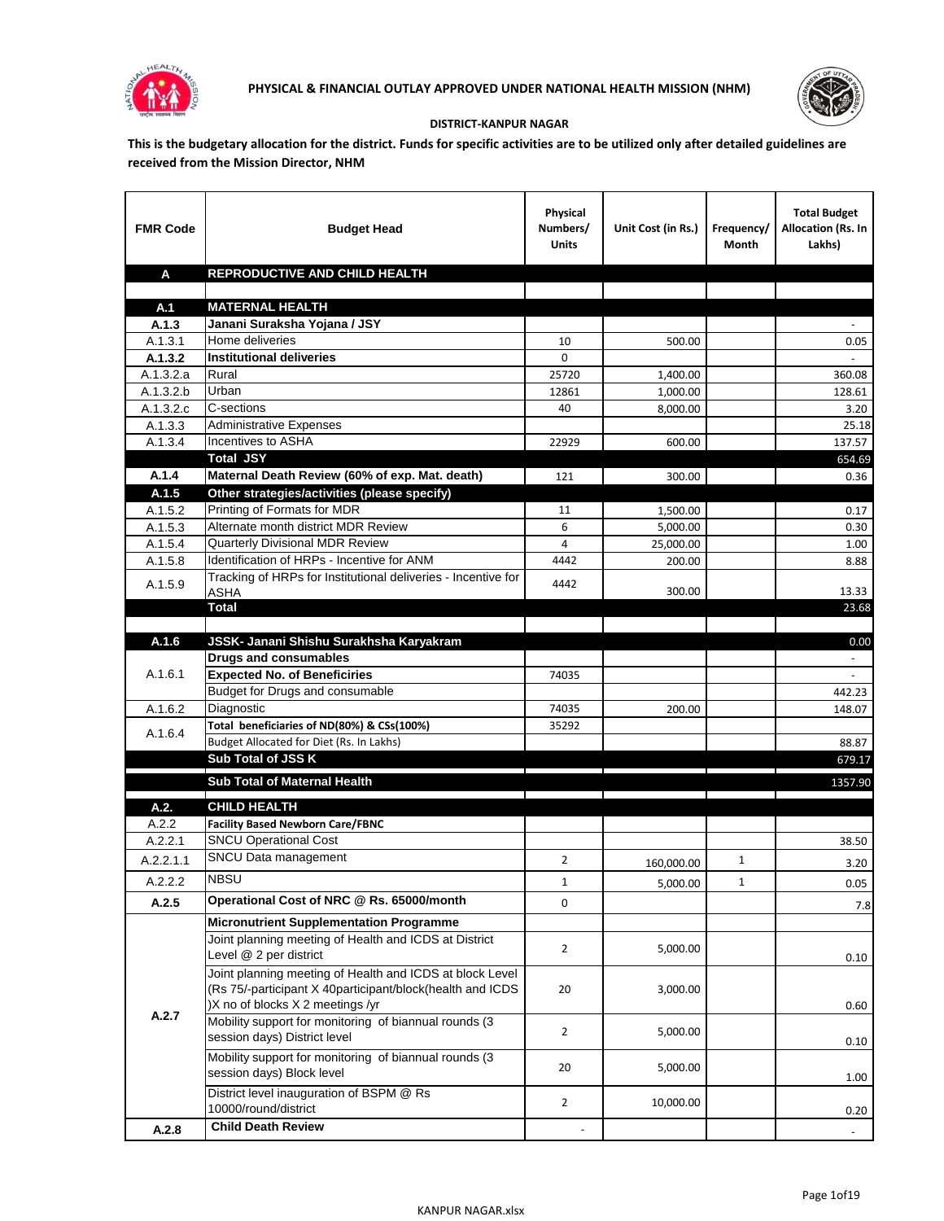**PHYSICAL & FINANCIAL OUTLAY APPROVED UNDER NATIONAL HEALTH MISSION (NHM)**

**DISTRICT-KANPUR NAGAR**

**This is the budgetary allocation for the district. Funds for specific activities are to be utilized only after detailed guidelines are received from the Mission Director, NHM**

| FMR Code | Budget Head | Physical Numbers/ Units | Unit Cost (in Rs.) | Frequency/ Month | Total Budget Allocation (Rs. In Lakhs) |
|---|---|---|---|---|---|
| **A** | **REPRODUCTIVE AND CHILD HEALTH** | | | | |
| | | | | | |
| **A.1** | **MATERNAL HEALTH** | | | | |
| **A.1.3** | **Janani Suraksha Yojana / JSY** | | | | - |
| A.1.3.1 | Home deliveries | 10 | 500.00 | | 0.05 |
| **A.1.3.2** | **Institutional deliveries** | 0 | | | - |
| A.1.3.2.a | Rural | 25720 | 1,400.00 | | 360.08 |
| A.1.3.2.b | Urban | 12861 | 1,000.00 | | 128.61 |
| A.1.3.2.c | C-sections | 40 | 8,000.00 | | 3.20 |
| A.1.3.3 | Administrative Expenses | | | | 25.18 |
| A.1.3.4 | Incentives to ASHA | 22929 | 600.00 | | 137.57 |
| | **Total JSY** | | | | 654.69 |
| **A.1.4** | **Maternal Death Review (60% of exp. Mat. death)** | 121 | 300.00 | | 0.36 |
| **A.1.5** | **Other strategies/activities (please specify)** | | | | |
| A.1.5.2 | Printing of Formats for MDR | 11 | 1,500.00 | | 0.17 |
| A.1.5.3 | Alternate month district MDR Review | 6 | 5,000.00 | | 0.30 |
| A.1.5.4 | Quarterly Divisional MDR Review | 4 | 25,000.00 | | 1.00 |
| A.1.5.8 | Identification of HRPs - Incentive for ANM | 4442 | 200.00 | | 8.88 |
| A.1.5.9 | Tracking of HRPs for Institutional deliveries - Incentive for ASHA | 4442 | 300.00 | | 13.33 |
| | **Total** | | | | 23.68 |
| | | | | | |
| **A.1.6** | **JSSK- Janani Shishu Surakhsha Karyakram** | | | | 0.00 |
| A.1.6.1 | **Drugs and consumables** | | | | - |
| | **Expected No. of Beneficiries** | 74035 | | | - |
| | Budget for Drugs and consumable | | | | 442.23 |
| A.1.6.2 | Diagnostic | 74035 | 200.00 | | 148.07 |
| A.1.6.4 | **Total beneficiaries of ND(80%) & CSs(100%)** | 35292 | | | |
| | Budget Allocated for Diet (Rs. In Lakhs) | | | | 88.87 |
| | **Sub Total of JSS K** | | | | 679.17 |
| | **Sub Total of Maternal Health** | | | | 1357.90 |
| **A.2.** | **CHILD HEALTH** | | | | |
| A.2.2 | **Facility Based Newborn Care/FBNC** | | | | |
| A.2.2.1 | SNCU Operational Cost | | | | 38.50 |
| A.2.2.1.1 | SNCU Data management | 2 | 160,000.00 | 1 | 3.20 |
| A.2.2.2 | NBSU | 1 | 5,000.00 | 1 | 0.05 |
| **A.2.5** | **Operational Cost of NRC @ Rs. 65000/month** | 0 | | | 7.8 |
| **A.2.7** | **Micronutrient Supplementation Programme** | | | | |
| | Joint planning meeting of Health and ICDS at District Level @ 2 per district | 2 | 5,000.00 | | 0.10 |
| | Joint planning meeting of Health and ICDS at block Level (Rs 75/-participant X 40participant/block(health and ICDS )X no of blocks X 2 meetings /yr | 20 | 3,000.00 | | 0.60 |
| | Mobility support for monitoring of biannual rounds (3 session days) District level | 2 | 5,000.00 | | 0.10 |
| | Mobility support for monitoring of biannual rounds (3 session days) Block level | 20 | 5,000.00 | | 1.00 |
| | District level inauguration of BSPM @ Rs 10000/round/district | 2 | 10,000.00 | | 0.20 |
| **A.2.8** | **Child Death Review** | - | | | - |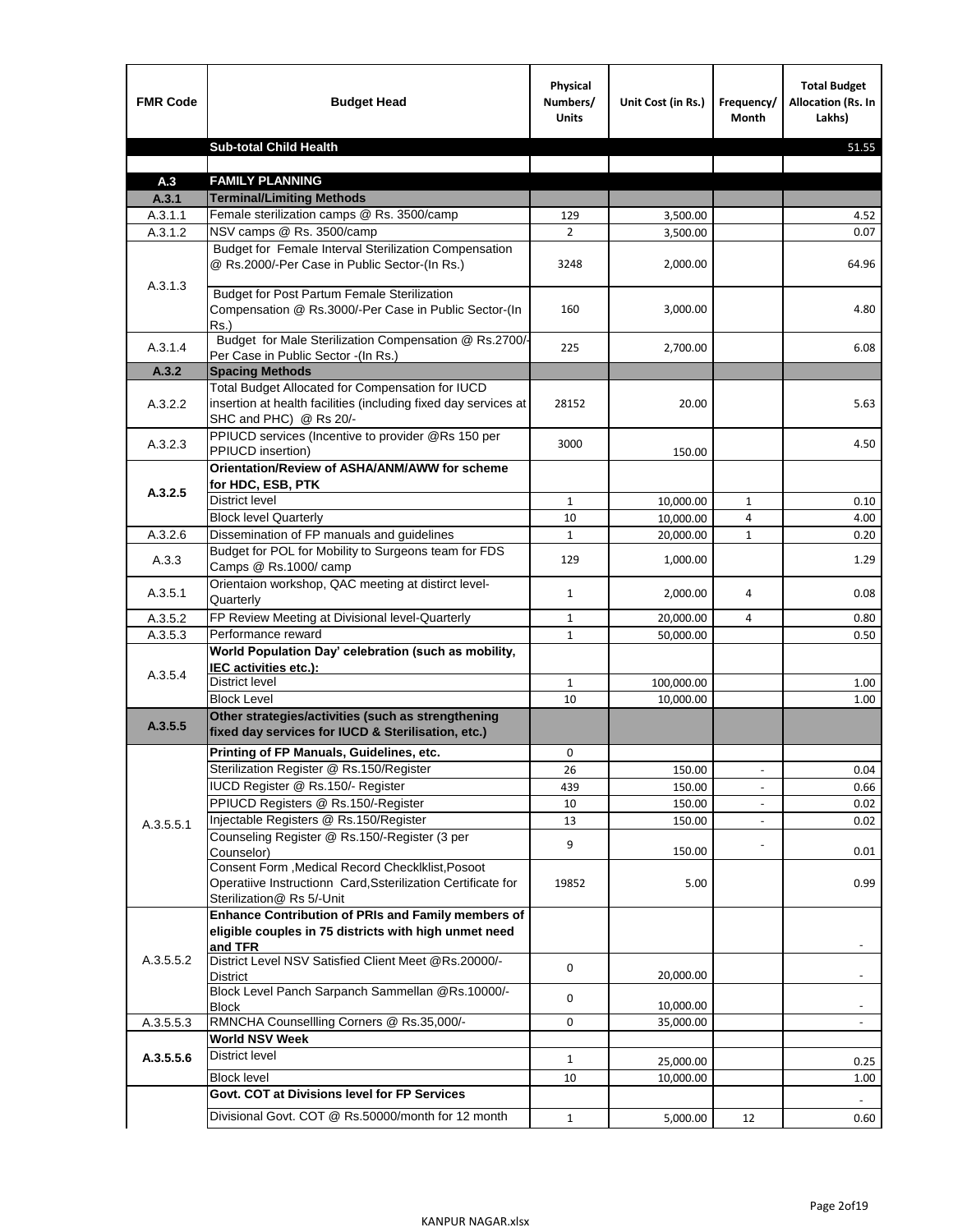| FMR Code | Budget Head | Physical Numbers/ Units | Unit Cost (in Rs.) | Frequency/ Month | Total Budget Allocation (Rs. In Lakhs) |
|---|---|---|---|---|---|
| | **Sub-total Child Health** | | | | 51.55 |
| | | | | | |
| **A.3** | **FAMILY PLANNING** | | | | |
| **A.3.1** | **Terminal/Limiting Methods** | | | | |
| A.3.1.1 | Female sterilization camps @ Rs. 3500/camp | 129 | 3,500.00 | | 4.52 |
| A.3.1.2 | NSV camps @ Rs. 3500/camp | 2 | 3,500.00 | | 0.07 |
| A.3.1.3 | Budget for Female Interval Sterilization Compensation @ Rs.2000/-Per Case in Public Sector-(In Rs.) | 3248 | 2,000.00 | | 64.96 |
| | Budget for Post Partum Female Sterilization Compensation @ Rs.3000/-Per Case in Public Sector-(In Rs.) | 160 | 3,000.00 | | 4.80 |
| A.3.1.4 | Budget for Male Sterilization Compensation @ Rs.2700/-Per Case in Public Sector -(In Rs.) | 225 | 2,700.00 | | 6.08 |
| **A.3.2** | **Spacing Methods** | | | | |
| A.3.2.2 | Total Budget Allocated for Compensation for IUCD insertion at health facilities (including fixed day services at SHC and PHC) @ Rs 20/- | 28152 | 20.00 | | 5.63 |
| A.3.2.3 | PPIUCD services (Incentive to provider @Rs 150 per PPIUCD insertion) | 3000 | 150.00 | | 4.50 |
| **A.3.2.5** | **Orientation/Review of ASHA/ANM/AWW for scheme for HDC, ESB, PTK** | | | | |
| | District level | 1 | 10,000.00 | 1 | 0.10 |
| | Block level Quarterly | 10 | 10,000.00 | 4 | 4.00 |
| A.3.2.6 | Dissemination of FP manuals and guidelines | 1 | 20,000.00 | 1 | 0.20 |
| A.3.3 | Budget for POL for Mobility to Surgeons team for FDS Camps @ Rs.1000/ camp | 129 | 1,000.00 | | 1.29 |
| A.3.5.1 | Orientaion workshop, QAC meeting at distirct level-Quarterly | 1 | 2,000.00 | 4 | 0.08 |
| A.3.5.2 | FP Review Meeting at Divisional level-Quarterly | 1 | 20,000.00 | 4 | 0.80 |
| A.3.5.3 | Performance reward | 1 | 50,000.00 | | 0.50 |
| A.3.5.4 | **World Population Day' celebration (such as mobility, IEC activities etc.):** | | | | |
| | District level | 1 | 100,000.00 | | 1.00 |
| | Block Level | 10 | 10,000.00 | | 1.00 |
| **A.3.5.5** | **Other strategies/activities (such as strengthening fixed day services for IUCD & Sterilisation, etc.)** | | | | |
| A.3.5.5.1 | **Printing of FP Manuals, Guidelines, etc.** | 0 | | | |
| | Sterilization Register @ Rs.150/Register | 26 | 150.00 | - | 0.04 |
| | IUCD Register @ Rs.150/- Register | 439 | 150.00 | - | 0.66 |
| | PPIUCD Registers @ Rs.150/-Register | 10 | 150.00 | - | 0.02 |
| | Injectable Registers @ Rs.150/Register | 13 | 150.00 | - | 0.02 |
| | Counseling Register @ Rs.150/-Register (3 per Counselor) | 9 | 150.00 | - | 0.01 |
| | Consent Form ,Medical Record Checklklist,Posoot Operatiive Instructionn Card,Ssterilization Certificate for Sterilization@ Rs 5/-Unit | 19852 | 5.00 | | 0.99 |
| A.3.5.5.2 | **Enhance Contribution of PRIs and Family members of eligible couples in 75 districts with high unmet need and TFR** | | | | - |
| | District Level NSV Satisfied Client Meet @Rs.20000/-District | 0 | 20,000.00 | | - |
| | Block Level Panch Sarpanch Sammellan @Rs.10000/-Block | 0 | 10,000.00 | | - |
| A.3.5.5.3 | RMNCHA Counsellling Corners @ Rs.35,000/- | 0 | 35,000.00 | | - |
| **A.3.5.5.6** | **World NSV Week** | | | | |
| | District level | 1 | 25,000.00 | | 0.25 |
| | Block level | 10 | 10,000.00 | | 1.00 |
| | **Govt. COT at Divisions level for FP Services** | | | | - |
| | Divisional Govt. COT @ Rs.50000/month for 12 month | 1 | 5,000.00 | 12 | 0.60 |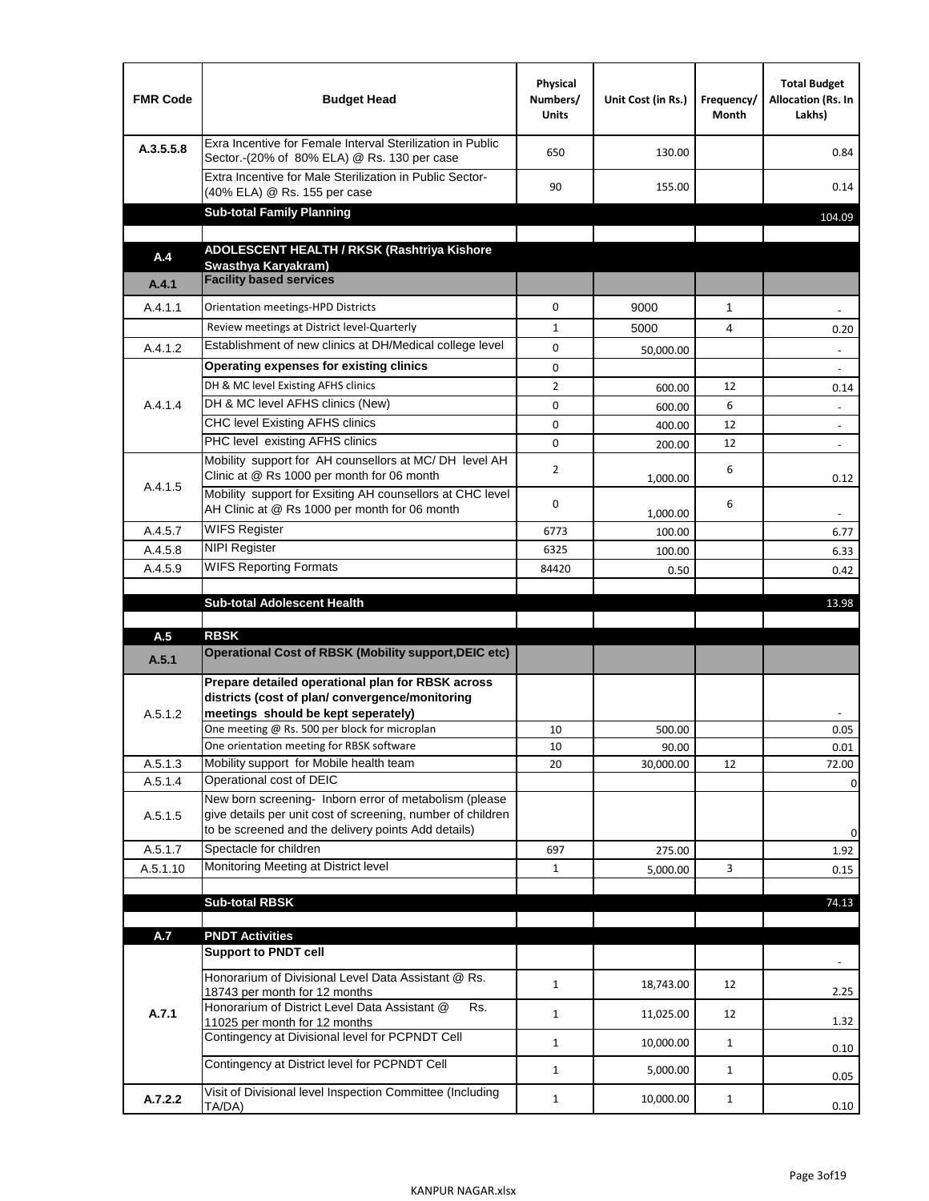| FMR Code | Budget Head | Physical Numbers/ Units | Unit Cost (in Rs.) | Frequency/ Month | Total Budget Allocation (Rs. In Lakhs) |
|---|---|---|---|---|---|
| A.3.5.5.8 | Exra Incentive for Female Interval Sterilization in Public Sector.-(20% of 80% ELA) @ Rs. 130 per case | 650 | 130.00 | | 0.84 |
| | Extra Incentive for Male Sterilization in Public Sector-(40% ELA) @ Rs. 155 per case | 90 | 155.00 | | 0.14 |
| | **Sub-total Family Planning** | | | | 104.09 |
| | | | | | |
| **A.4** | **ADOLESCENT HEALTH / RKSK (Rashtriya Kishore Swasthya Karyakram)** | | | | |
| **A.4.1** | **Facility based services** | | | | |
| A.4.1.1 | Orientation meetings-HPD Districts | 0 | 9000 | 1 | - |
| | Review meetings at District level-Quarterly | 1 | 5000 | 4 | 0.20 |
| A.4.1.2 | Establishment of new clinics at DH/Medical college level | 0 | 50,000.00 | | - |
| A.4.1.4 | **Operating expenses for existing clinics** | 0 | | | - |
| | DH & MC level Existing AFHS clinics | 2 | 600.00 | 12 | 0.14 |
| | DH & MC level AFHS clinics (New) | 0 | 600.00 | 6 | - |
| | CHC level Existing AFHS clinics | 0 | 400.00 | 12 | - |
| | PHC level existing AFHS clinics | 0 | 200.00 | 12 | - |
| A.4.1.5 | Mobility support for AH counsellors at MC/ DH level AH Clinic at @ Rs 1000 per month for 06 month | 2 | 1,000.00 | 6 | 0.12 |
| | Mobility support for Exsiting AH counsellors at CHC level AH Clinic at @ Rs 1000 per month for 06 month | 0 | 1,000.00 | 6 | - |
| A.4.5.7 | WIFS Register | 6773 | 100.00 | | 6.77 |
| A.4.5.8 | NIPI Register | 6325 | 100.00 | | 6.33 |
| A.4.5.9 | WIFS Reporting Formats | 84420 | 0.50 | | 0.42 |
| | | | | | |
| | **Sub-total Adolescent Health** | | | | 13.98 |
| | | | | | |
| **A.5** | **RBSK** | | | | |
| **A.5.1** | **Operational Cost of RBSK (Mobility support,DEIC etc)** | | | | |
| A.5.1.2 | **Prepare detailed operational plan for RBSK across districts (cost of plan/ convergence/monitoring meetings should be kept seperately)** | | | | - |
| | One meeting @ Rs. 500 per block for microplan | 10 | 500.00 | | 0.05 |
| | One orientation meeting for RBSK software | 10 | 90.00 | | 0.01 |
| A.5.1.3 | Mobility support for Mobile health team | 20 | 30,000.00 | 12 | 72.00 |
| A.5.1.4 | Operational cost of DEIC | | | | 0 |
| A.5.1.5 | New born screening- Inborn error of metabolism (please give details per unit cost of screening, number of children to be screened and the delivery points Add details) | | | | 0 |
| A.5.1.7 | Spectacle for children | 697 | 275.00 | | 1.92 |
| A.5.1.10 | Monitoring Meeting at District level | 1 | 5,000.00 | 3 | 0.15 |
| | | | | | |
| | **Sub-total RBSK** | | | | 74.13 |
| | | | | | |
| **A.7** | **PNDT Activities** | | | | |
| **A.7.1** | **Support to PNDT cell** | | | | - |
| | Honorarium of Divisional Level Data Assistant @ Rs. 18743 per month for 12 months | 1 | 18,743.00 | 12 | 2.25 |
| | Honorarium of District Level Data Assistant @ Rs. 11025 per month for 12 months | 1 | 11,025.00 | 12 | 1.32 |
| | Contingency at Divisional level for PCPNDT Cell | 1 | 10,000.00 | 1 | 0.10 |
| | Contingency at District level for PCPNDT Cell | 1 | 5,000.00 | 1 | 0.05 |
| **A.7.2.2** | Visit of Divisional level Inspection Committee (Including TA/DA) | 1 | 10,000.00 | 1 | 0.10 |

KANPUR NAGAR.xlsx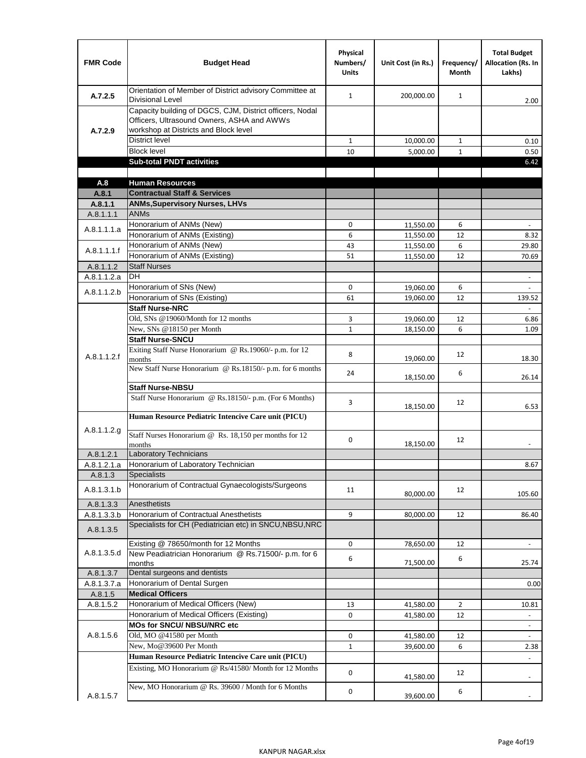| FMR Code | Budget Head | Physical Numbers/ Units | Unit Cost (in Rs.) | Frequency/ Month | Total Budget Allocation (Rs. In Lakhs) |
|---|---|---|---|---|---|
| A.7.2.5 | Orientation of Member of District advisory Committee at Divisional Level | 1 | 200,000.00 | 1 | 2.00 |
| A.7.2.9 | Capacity building of DGCS, CJM, District officers, Nodal Officers, Ultrasound Owners, ASHA and AWWs workshop at Districts and Block level | | | | |
| | District level | 1 | 10,000.00 | 1 | 0.10 |
| | Block level | 10 | 5,000.00 | 1 | 0.50 |
| | **Sub-total PNDT activities** | | | | 6.42 |
| | | | | | |
| **A.8** | **Human Resources** | | | | |
| **A.8.1** | **Contractual Staff & Services** | | | | |
| **A.8.1.1** | **ANMs,Supervisory Nurses, LHVs** | | | | |
| A.8.1.1.1 | ANMs | | | | |
| A.8.1.1.1.a | Honorarium of ANMs (New) | 0 | 11,550.00 | 6 | - |
| | Honorarium of ANMs (Existing) | 6 | 11,550.00 | 12 | 8.32 |
| A.8.1.1.1.f | Honorarium of ANMs (New) | 43 | 11,550.00 | 6 | 29.80 |
| | Honorarium of ANMs (Existing) | 51 | 11,550.00 | 12 | 70.69 |
| A.8.1.1.2 | Staff Nurses | | | | |
| A.8.1.1.2.a | DH | | | | - |
| A.8.1.1.2.b | Honorarium of SNs (New) | 0 | 19,060.00 | 6 | - |
| | Honorarium of SNs (Existing) | 61 | 19,060.00 | 12 | 139.52 |
| A.8.1.1.2.f | **Staff Nurse-NRC** | | | | - |
| | Old, SNs @19060/Month for 12 months | 3 | 19,060.00 | 12 | 6.86 |
| | New, SNs @18150 per Month | 1 | 18,150.00 | 6 | 1.09 |
| | **Staff Nurse-SNCU** | | | | |
| | Exiting Staff Nurse Honorarium @ Rs.19060/- p.m. for 12 months | 8 | 19,060.00 | 12 | 18.30 |
| | New Staff Nurse Honorarium @ Rs.18150/- p.m. for 6 months | 24 | 18,150.00 | 6 | 26.14 |
| | **Staff Nurse-NBSU** | | | | |
| | Staff Nurse Honorarium @ Rs.18150/- p.m. (For 6 Months) | 3 | 18,150.00 | 12 | 6.53 |
| A.8.1.1.2.g | **Human Resource Pediatric Intencive Care unit (PICU)** | | | | |
| | Staff Nurses Honorarium @ Rs. 18,150 per months for 12 months | 0 | 18,150.00 | 12 | - |
| A.8.1.2.1 | Laboratory Technicians | | | | |
| A.8.1.2.1.a | Honorarium of Laboratory Technician | | | | 8.67 |
| A.8.1.3 | Specialists | | | | |
| A.8.1.3.1.b | Honorarium of Contractual Gynaecologists/Surgeons | 11 | 80,000.00 | 12 | 105.60 |
| A.8.1.3.3 | Anesthetists | | | | |
| A.8.1.3.3.b | Honorarium of Contractual Anesthetists | 9 | 80,000.00 | 12 | 86.40 |
| A.8.1.3.5 | Specialists for CH (Pediatrician etc) in SNCU,NBSU,NRC | | | | |
| A.8.1.3.5.d | Existing @ 78650/month for 12 Months | 0 | 78,650.00 | 12 | - |
| | New Peadiatrician Honorarium @ Rs.71500/- p.m. for 6 months | 6 | 71,500.00 | 6 | 25.74 |
| A.8.1.3.7 | Dental surgeons and dentists | | | | |
| A.8.1.3.7.a | Honorarium of Dental Surgen | | | | 0.00 |
| A.8.1.5 | **Medical Officers** | | | | |
| A.8.1.5.2 | Honorarium of Medical Officers (New) | 13 | 41,580.00 | 2 | 10.81 |
| | Honorarium of Medical Officers (Existing) | 0 | 41,580.00 | 12 | - |
| A.8.1.5.6 | **MOs for SNCU/ NBSU/NRC etc** | | | | - |
| | Old, MO @41580 per Month | 0 | 41,580.00 | 12 | - |
| | New, Mo@39600 Per Month | 1 | 39,600.00 | 6 | 2.38 |
| A.8.1.5.7 | **Human Resource Pediatric Intencive Care unit (PICU)** | | | | - |
| | Existing, MO Honorarium @ Rs/41580/ Month for 12 Months | 0 | 41,580.00 | 12 | - |
| | New, MO Honorarium @ Rs. 39600 / Month for 6 Months | 0 | 39,600.00 | 6 | - |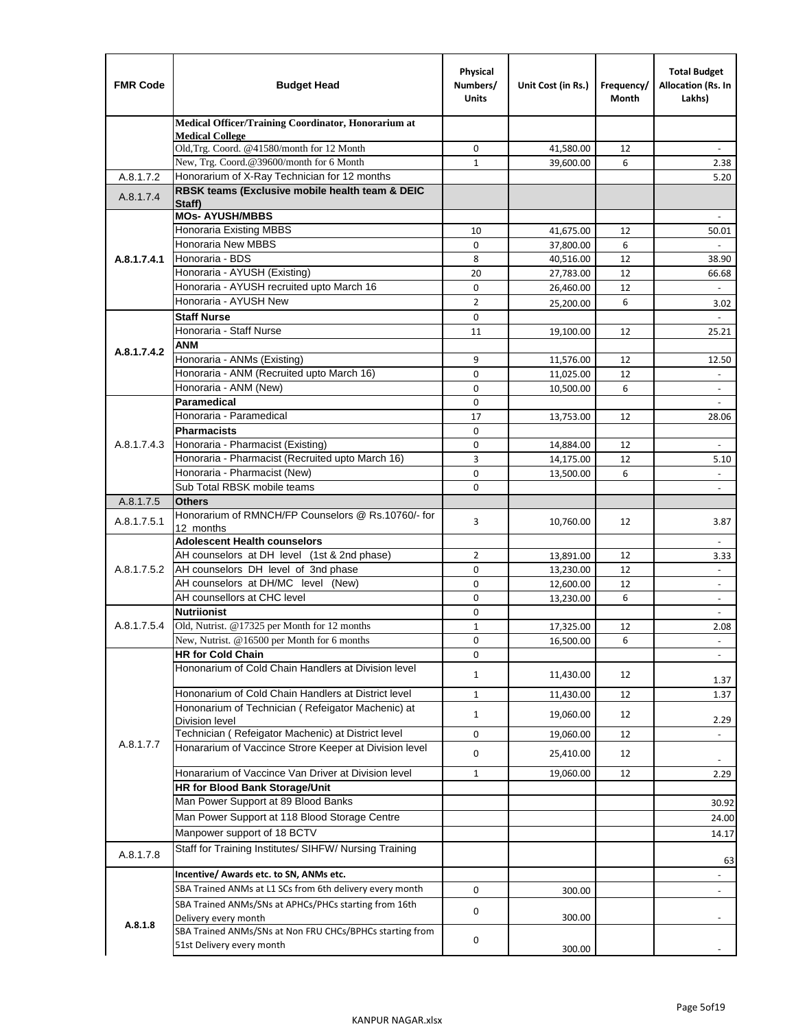| FMR Code | Budget Head | Physical Numbers/ Units | Unit Cost (in Rs.) | Frequency/ Month | Total Budget Allocation (Rs. In Lakhs) |
|---|---|---|---|---|---|
| | **Medical Officer/Training Coordinator, Honorarium at Medical College** | | | | |
| | Old,Trg. Coord. @41580/month for 12 Month | 0 | 41,580.00 | 12 | - |
| | New, Trg. Coord.@39600/month for 6 Month | 1 | 39,600.00 | 6 | 2.38 |
| A.8.1.7.2 | Honorarium of X-Ray Technician for 12 months | | | | 5.20 |
| A.8.1.7.4 | **RBSK teams (Exclusive mobile health team & DEIC Staff)** | | | | |
| A.8.1.7.4.1 | **MOs- AYUSH/MBBS** | | | | - |
| | Honoraria Existing MBBS | 10 | 41,675.00 | 12 | 50.01 |
| | Honoraria New MBBS | 0 | 37,800.00 | 6 | - |
| | Honoraria - BDS | 8 | 40,516.00 | 12 | 38.90 |
| | Honoraria - AYUSH (Existing) | 20 | 27,783.00 | 12 | 66.68 |
| | Honoraria - AYUSH recruited upto March 16 | 0 | 26,460.00 | 12 | - |
| | Honoraria - AYUSH New | 2 | 25,200.00 | 6 | 3.02 |
| A.8.1.7.4.2 | **Staff Nurse** | 0 | | | - |
| | Honoraria - Staff Nurse | 11 | 19,100.00 | 12 | 25.21 |
| | **ANM** | | | | |
| | Honoraria - ANMs (Existing) | 9 | 11,576.00 | 12 | 12.50 |
| | Honoraria - ANM (Recruited upto March 16) | 0 | 11,025.00 | 12 | - |
| | Honoraria - ANM (New) | 0 | 10,500.00 | 6 | - |
| A.8.1.7.4.3 | **Paramedical** | 0 | | | - |
| | Honoraria - Paramedical | 17 | 13,753.00 | 12 | 28.06 |
| | **Pharmacists** | 0 | | | |
| | Honoraria - Pharmacist (Existing) | 0 | 14,884.00 | 12 | - |
| | Honoraria - Pharmacist (Recruited upto March 16) | 3 | 14,175.00 | 12 | 5.10 |
| | Honoraria - Pharmacist (New) | 0 | 13,500.00 | 6 | - |
| | Sub Total RBSK mobile teams | 0 | | | - |
| A.8.1.7.5 | **Others** | | | | |
| A.8.1.7.5.1 | Honorarium of RMNCH/FP Counselors @ Rs.10760/- for 12 months | 3 | 10,760.00 | 12 | 3.87 |
| A.8.1.7.5.2 | **Adolescent Health counselors** | | | | - |
| | AH counselors at DH level (1st & 2nd phase) | 2 | 13,891.00 | 12 | 3.33 |
| | AH counselors DH level of 3nd phase | 0 | 13,230.00 | 12 | - |
| | AH counselors at DH/MC level (New) | 0 | 12,600.00 | 12 | - |
| | AH counsellors at CHC level | 0 | 13,230.00 | 6 | - |
| A.8.1.7.5.4 | **Nutriionist** | 0 | | | - |
| | Old, Nutrist. @17325 per Month for 12 months | 1 | 17,325.00 | 12 | 2.08 |
| | New, Nutrist. @16500 per Month for 6 months | 0 | 16,500.00 | 6 | - |
| A.8.1.7.7 | **HR for Cold Chain** | 0 | | | - |
| | Hononarium of Cold Chain Handlers at Division level | 1 | 11,430.00 | 12 | 1.37 |
| | Hononarium of Cold Chain Handlers at District level | 1 | 11,430.00 | 12 | 1.37 |
| | Hononarium of Technician ( Refeigator Machenic) at Division level | 1 | 19,060.00 | 12 | 2.29 |
| | Technician ( Refeigator Machenic) at District level | 0 | 19,060.00 | 12 | - |
| | Honararium of Vaccince Strore Keeper at Division level | 0 | 25,410.00 | 12 | - |
| | Honararium of Vaccince Van Driver at Division level | 1 | 19,060.00 | 12 | 2.29 |
| | **HR for Blood Bank Storage/Unit** | | | | |
| | Man Power Support at 89 Blood Banks | | | | 30.92 |
| | Man Power Support at 118 Blood Storage Centre | | | | 24.00 |
| | Manpower support of 18 BCTV | | | | 14.17 |
| A.8.1.7.8 | Staff for Training Institutes/ SIHFW/ Nursing Training | | | | 63 |
| A.8.1.8 | **Incentive/ Awards etc. to SN, ANMs etc.** | | | | - |
| | SBA Trained ANMs at L1 SCs from 6th delivery every month | 0 | 300.00 | | - |
| | SBA Trained ANMs/SNs at APHCs/PHCs starting from 16th Delivery every month | 0 | 300.00 | | - |
| | SBA Trained ANMs/SNs at Non FRU CHCs/BPHCs starting from 51st Delivery every month | 0 | 300.00 | | - |

KANPUR NAGAR.xlsx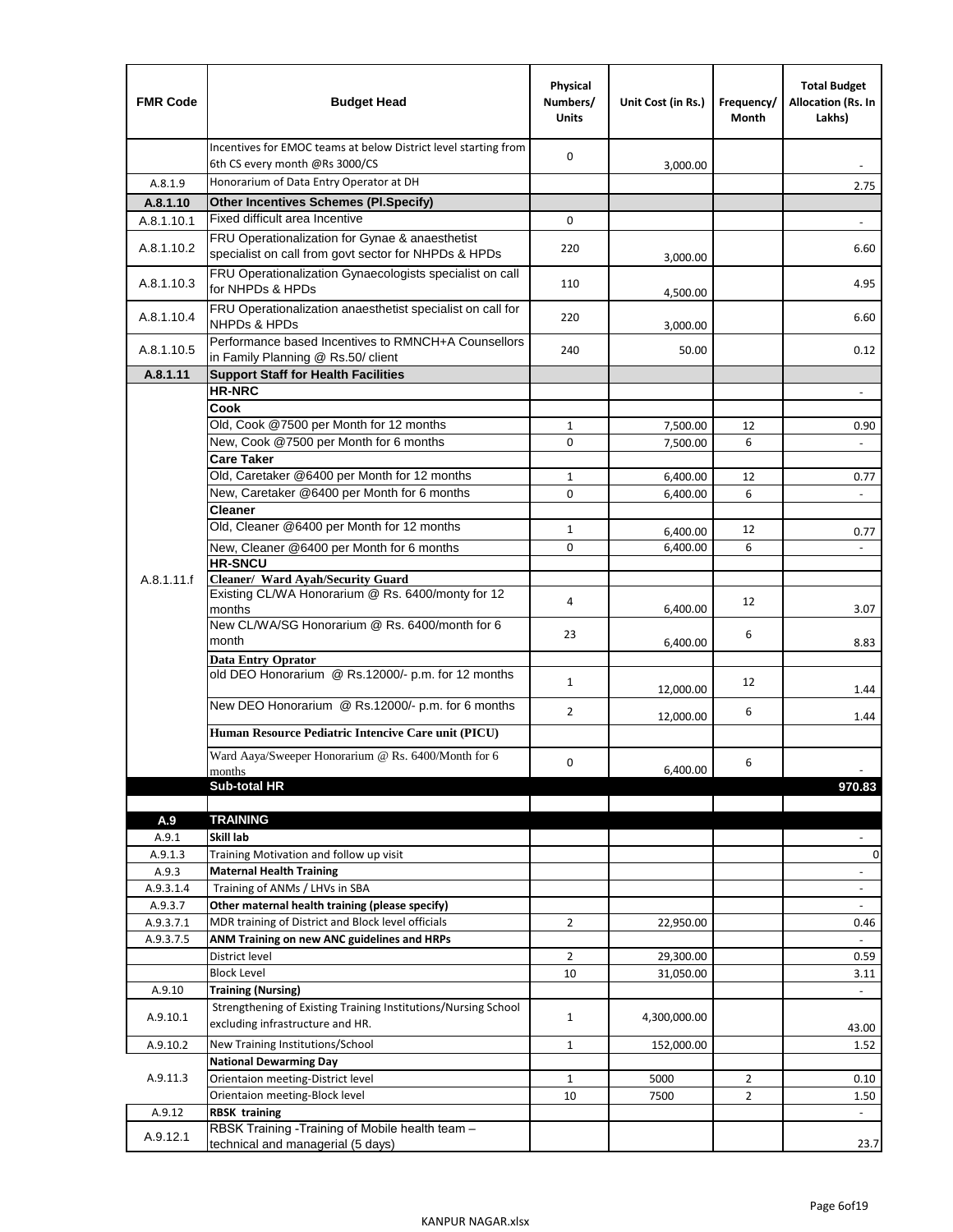| FMR Code | Budget Head | Physical Numbers/ Units | Unit Cost (in Rs.) | Frequency/ Month | Total Budget Allocation (Rs. In Lakhs) |
|---|---|---|---|---|---|
| | Incentives for EMOC teams at below District level starting from 6th CS every month @Rs 3000/CS | 0 | 3,000.00 | | - |
| A.8.1.9 | Honorarium of Data Entry Operator at DH | | | | 2.75 |
| **A.8.1.10** | **Other Incentives Schemes (Pl.Specify)** | | | | |
| A.8.1.10.1 | Fixed difficult area Incentive | 0 | | | - |
| A.8.1.10.2 | FRU Operationalization for Gynae & anaesthetist specialist on call from govt sector for NHPDs & HPDs | 220 | 3,000.00 | | 6.60 |
| A.8.1.10.3 | FRU Operationalization Gynaecologists specialist on call for NHPDs & HPDs | 110 | 4,500.00 | | 4.95 |
| A.8.1.10.4 | FRU Operationalization anaesthetist specialist on call for NHPDs & HPDs | 220 | 3,000.00 | | 6.60 |
| A.8.1.10.5 | Performance based Incentives to RMNCH+A Counsellors in Family Planning @ Rs.50/ client | 240 | 50.00 | | 0.12 |
| **A.8.1.11** | **Support Staff for Health Facilities** | | | | |
| A.8.1.11.f | **HR-NRC** | | | | - |
| | **Cook** | | | | |
| | Old, Cook @7500 per Month for 12 months | 1 | 7,500.00 | 12 | 0.90 |
| | New, Cook @7500 per Month for 6 months | 0 | 7,500.00 | 6 | - |
| | **Care Taker** | | | | |
| | Old, Caretaker @6400 per Month for 12 months | 1 | 6,400.00 | 12 | 0.77 |
| | New, Caretaker @6400 per Month for 6 months | 0 | 6,400.00 | 6 | - |
| | **Cleaner** | | | | |
| | Old, Cleaner @6400 per Month for 12 months | 1 | 6,400.00 | 12 | 0.77 |
| | New, Cleaner @6400 per Month for 6 months | 0 | 6,400.00 | 6 | - |
| | **HR-SNCU** | | | | |
| | **Cleaner/ Ward Ayah/Security Guard** | | | | |
| | Existing CL/WA Honorarium @ Rs. 6400/monty for 12 months | 4 | 6,400.00 | 12 | 3.07 |
| | New CL/WA/SG Honorarium @ Rs. 6400/month for 6 month | 23 | 6,400.00 | 6 | 8.83 |
| | **Data Entry Oprator** | | | | |
| | old DEO Honorarium @ Rs.12000/- p.m. for 12 months | 1 | 12,000.00 | 12 | 1.44 |
| | New DEO Honorarium @ Rs.12000/- p.m. for 6 months | 2 | 12,000.00 | 6 | 1.44 |
| | **Human Resource Pediatric Intencive Care unit (PICU)** | | | | |
| | Ward Aaya/Sweeper Honorarium @ Rs. 6400/Month for 6 months | 0 | 6,400.00 | 6 | - |
| | **Sub-total HR** | | | | **970.83** |
| | | | | | |
| **A.9** | **TRAINING** | | | | |
| A.9.1 | **Skill lab** | | | | - |
| A.9.1.3 | Training Motivation and follow up visit | | | | 0 |
| A.9.3 | **Maternal Health Training** | | | | - |
| A.9.3.1.4 | Training of ANMs / LHVs in SBA | | | | - |
| A.9.3.7 | **Other maternal health training (please specify)** | | | | - |
| A.9.3.7.1 | MDR training of District and Block level officials | 2 | 22,950.00 | | 0.46 |
| A.9.3.7.5 | **ANM Training on new ANC guidelines and HRPs** | | | | - |
| | District level | 2 | 29,300.00 | | 0.59 |
| | Block Level | 10 | 31,050.00 | | 3.11 |
| A.9.10 | **Training (Nursing)** | | | | - |
| A.9.10.1 | Strengthening of Existing Training Institutions/Nursing School excluding infrastructure and HR. | 1 | 4,300,000.00 | | 43.00 |
| A.9.10.2 | New Training Institutions/School | 1 | 152,000.00 | | 1.52 |
| A.9.11.3 | **National Dewarming Day** | | | | |
| | Orientaion meeting-District level | 1 | 5000 | 2 | 0.10 |
| | Orientaion meeting-Block level | 10 | 7500 | 2 | 1.50 |
| A.9.12 | **RBSK training** | | | | - |
| A.9.12.1 | RBSK Training -Training of Mobile health team – technical and managerial (5 days) | | | | 23.7 |

KANPUR NAGAR.xlsx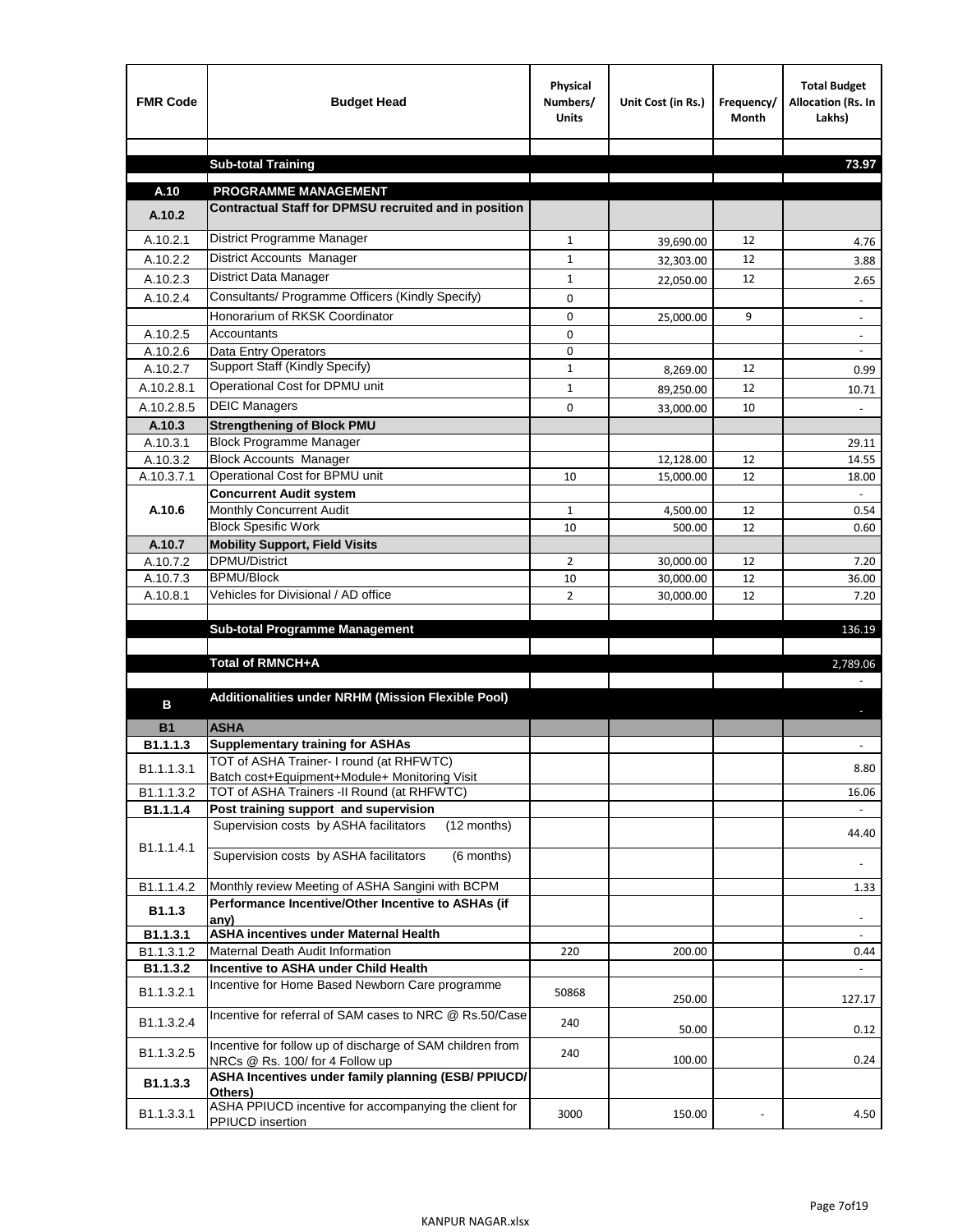| FMR Code | Budget Head | Physical Numbers/ Units | Unit Cost (in Rs.) | Frequency/ Month | Total Budget Allocation (Rs. In Lakhs) |
|---|---|---|---|---|---|
| | | | | | |
| | **Sub-total Training** | | | | **73.97** |
| | | | | | |
| **A.10** | **PROGRAMME MANAGEMENT** | | | | |
| **A.10.2** | **Contractual Staff for DPMSU recruited and in position** | | | | |
| A.10.2.1 | District Programme Manager | 1 | 39,690.00 | 12 | 4.76 |
| A.10.2.2 | District Accounts Manager | 1 | 32,303.00 | 12 | 3.88 |
| A.10.2.3 | District Data Manager | 1 | 22,050.00 | 12 | 2.65 |
| A.10.2.4 | Consultants/ Programme Officers (Kindly Specify) | 0 | | | - |
| | Honorarium of RKSK Coordinator | 0 | 25,000.00 | 9 | - |
| A.10.2.5 | Accountants | 0 | | | - |
| A.10.2.6 | Data Entry Operators | 0 | | | - |
| A.10.2.7 | Support Staff (Kindly Specify) | 1 | 8,269.00 | 12 | 0.99 |
| A.10.2.8.1 | Operational Cost for DPMU unit | 1 | 89,250.00 | 12 | 10.71 |
| A.10.2.8.5 | DEIC Managers | 0 | 33,000.00 | 10 | - |
| **A.10.3** | **Strengthening of Block PMU** | | | | |
| A.10.3.1 | Block Programme Manager | | | | 29.11 |
| A.10.3.2 | Block Accounts Manager | | 12,128.00 | 12 | 14.55 |
| A.10.3.7.1 | Operational Cost for BPMU unit | 10 | 15,000.00 | 12 | 18.00 |
| **A.10.6** | **Concurrent Audit system** | | | | - |
| | Monthly Concurrent Audit | 1 | 4,500.00 | 12 | 0.54 |
| | Block Spesific Work | 10 | 500.00 | 12 | 0.60 |
| **A.10.7** | **Mobility Support, Field Visits** | | | | |
| A.10.7.2 | DPMU/District | 2 | 30,000.00 | 12 | 7.20 |
| A.10.7.3 | BPMU/Block | 10 | 30,000.00 | 12 | 36.00 |
| A.10.8.1 | Vehicles for Divisional / AD office | 2 | 30,000.00 | 12 | 7.20 |
| | | | | | |
| | **Sub-total Programme Management** | | | | 136.19 |
| | | | | | |
| | **Total of RMNCH+A** | | | | 2,789.06 |
| | | | | | - |
| **B** | **Additionalities under NRHM (Mission Flexible Pool)** | | | | - |
| **B1** | **ASHA** | | | | |
| **B1.1.1.3** | **Supplementary training for ASHAs** | | | | - |
| B1.1.1.3.1 | TOT of ASHA Trainer- I round (at RHFWTC) Batch cost+Equipment+Module+ Monitoring Visit | | | | 8.80 |
| B1.1.1.3.2 | TOT of ASHA Trainers -II Round (at RHFWTC) | | | | 16.06 |
| **B1.1.1.4** | **Post training support and supervision** | | | | - |
| B1.1.1.4.1 | Supervision costs by ASHA facilitators (12 months) | | | | 44.40 |
| | Supervision costs by ASHA facilitators (6 months) | | | | - |
| B1.1.1.4.2 | Monthly review Meeting of ASHA Sangini with BCPM | | | | 1.33 |
| **B1.1.3** | **Performance Incentive/Other Incentive to ASHAs (if any)** | | | | - |
| **B1.1.3.1** | **ASHA incentives under Maternal Health** | | | | - |
| B1.1.3.1.2 | Maternal Death Audit Information | 220 | 200.00 | | 0.44 |
| **B1.1.3.2** | **Incentive to ASHA under Child Health** | | | | - |
| B1.1.3.2.1 | Incentive for Home Based Newborn Care programme | 50868 | 250.00 | | 127.17 |
| B1.1.3.2.4 | Incentive for referral of SAM cases to NRC @ Rs.50/Case | 240 | 50.00 | | 0.12 |
| B1.1.3.2.5 | Incentive for follow up of discharge of SAM children from NRCs @ Rs. 100/ for 4 Follow up | 240 | 100.00 | | 0.24 |
| **B1.1.3.3** | **ASHA Incentives under family planning (ESB/ PPIUCD/ Others)** | | | | |
| B1.1.3.3.1 | ASHA PPIUCD incentive for accompanying the client for PPIUCD insertion | 3000 | 150.00 | - | 4.50 |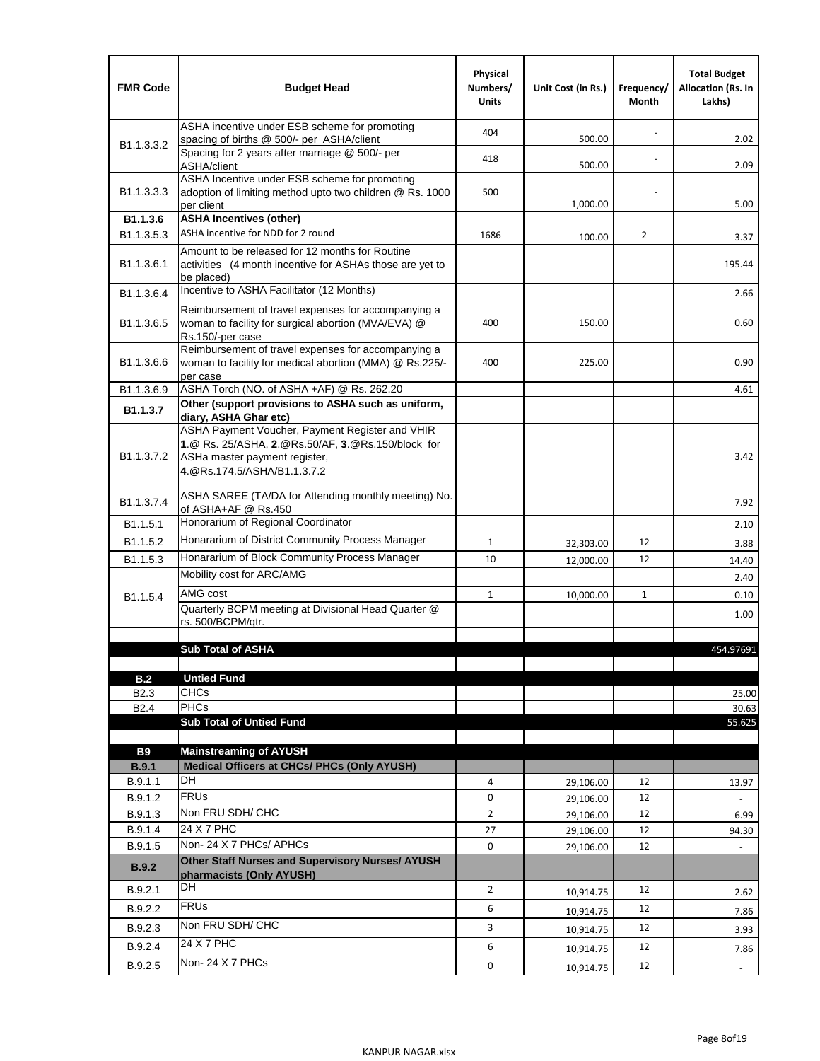| FMR Code | Budget Head | Physical Numbers/ Units | Unit Cost (in Rs.) | Frequency/ Month | Total Budget Allocation (Rs. In Lakhs) |
|---|---|---|---|---|---|
| B1.1.3.3.2 | ASHA incentive under ESB scheme for promoting spacing of births @ 500/- per ASHA/client | 404 | 500.00 | - | 2.02 |
| | Spacing for 2 years after marriage @ 500/- per ASHA/client | 418 | 500.00 | - | 2.09 |
| B1.1.3.3.3 | ASHA Incentive under ESB scheme for promoting adoption of limiting method upto two children @ Rs. 1000 per client | 500 | 1,000.00 | - | 5.00 |
| **B1.1.3.6** | **ASHA Incentives (other)** | | | | |
| B1.1.3.5.3 | ASHA incentive for NDD for 2 round | 1686 | 100.00 | 2 | 3.37 |
| B1.1.3.6.1 | Amount to be released for 12 months for Routine activities (4 month incentive for ASHAs those are yet to be placed) | | | | 195.44 |
| B1.1.3.6.4 | Incentive to ASHA Facilitator (12 Months) | | | | 2.66 |
| B1.1.3.6.5 | Reimbursement of travel expenses for accompanying a woman to facility for surgical abortion (MVA/EVA) @ Rs.150/-per case | 400 | 150.00 | | 0.60 |
| B1.1.3.6.6 | Reimbursement of travel expenses for accompanying a woman to facility for medical abortion (MMA) @ Rs.225/- per case | 400 | 225.00 | | 0.90 |
| B1.1.3.6.9 | ASHA Torch (NO. of ASHA +AF) @ Rs. 262.20 | | | | 4.61 |
| **B1.1.3.7** | **Other (support provisions to ASHA such as uniform, diary, ASHA Ghar etc)** | | | | |
| B1.1.3.7.2 | ASHA Payment Voucher, Payment Register and VHIR **1**.@ Rs. 25/ASHA, **2**.@Rs.50/AF, **3**.@Rs.150/block for ASHa master payment register, **4**.@Rs.174.5/ASHA/B1.1.3.7.2 | | | | 3.42 |
| B1.1.3.7.4 | ASHA SAREE (TA/DA for Attending monthly meeting) No. of ASHA+AF @ Rs.450 | | | | 7.92 |
| B1.1.5.1 | Honorarium of Regional Coordinator | | | | 2.10 |
| B1.1.5.2 | Honararium of District Community Process Manager | 1 | 32,303.00 | 12 | 3.88 |
| B1.1.5.3 | Honararium of Block Community Process Manager | 10 | 12,000.00 | 12 | 14.40 |
| B1.1.5.4 | Mobility cost for ARC/AMG | | | | 2.40 |
| | AMG cost | 1 | 10,000.00 | 1 | 0.10 |
| | Quarterly BCPM meeting at Divisional Head Quarter @ rs. 500/BCPM/qtr. | | | | 1.00 |
| | | | | | |
| | **Sub Total of ASHA** | | | | 454.97691 |
| | | | | | |
| **B.2** | **Untied Fund** | | | | |
| B2.3 | CHCs | | | | 25.00 |
| B2.4 | PHCs | | | | 30.63 |
| | **Sub Total of Untied Fund** | | | | 55.625 |
| | | | | | |
| **B9** | **Mainstreaming of AYUSH** | | | | |
| **B.9.1** | **Medical Officers at CHCs/ PHCs (Only AYUSH)** | | | | |
| B.9.1.1 | DH | 4 | 29,106.00 | 12 | 13.97 |
| B.9.1.2 | FRUs | 0 | 29,106.00 | 12 | - |
| B.9.1.3 | Non FRU SDH/ CHC | 2 | 29,106.00 | 12 | 6.99 |
| B.9.1.4 | 24 X 7 PHC | 27 | 29,106.00 | 12 | 94.30 |
| B.9.1.5 | Non- 24 X 7 PHCs/ APHCs | 0 | 29,106.00 | 12 | - |
| **B.9.2** | **Other Staff Nurses and Supervisory Nurses/ AYUSH pharmacists (Only AYUSH)** | | | | |
| B.9.2.1 | DH | 2 | 10,914.75 | 12 | 2.62 |
| B.9.2.2 | FRUs | 6 | 10,914.75 | 12 | 7.86 |
| B.9.2.3 | Non FRU SDH/ CHC | 3 | 10,914.75 | 12 | 3.93 |
| B.9.2.4 | 24 X 7 PHC | 6 | 10,914.75 | 12 | 7.86 |
| B.9.2.5 | Non- 24 X 7 PHCs | 0 | 10,914.75 | 12 | - |

KANPUR NAGAR.xlsx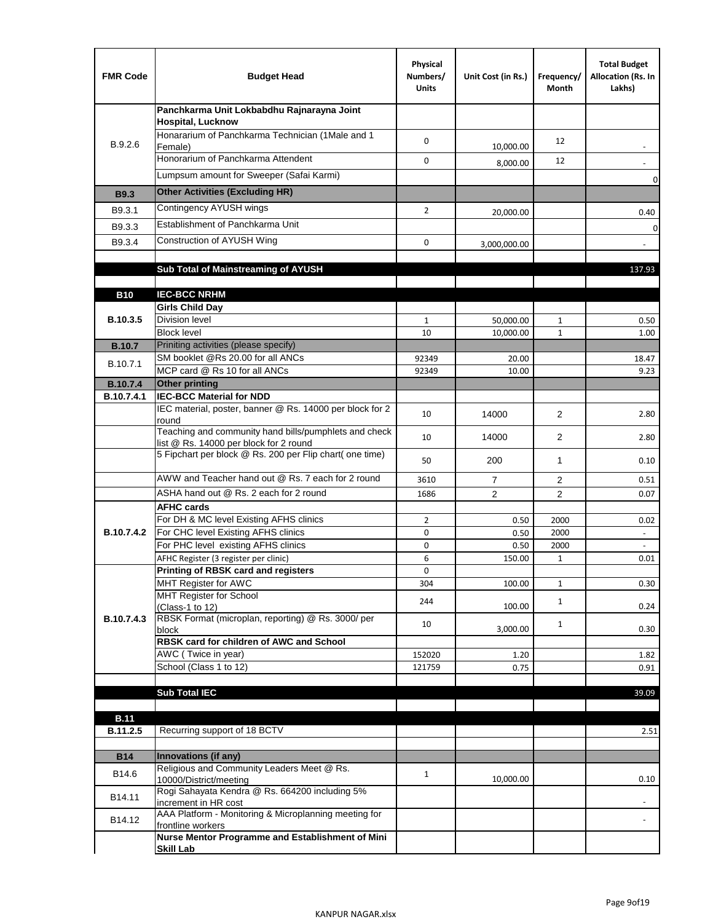| FMR Code | Budget Head | Physical Numbers/ Units | Unit Cost (in Rs.) | Frequency/ Month | Total Budget Allocation (Rs. In Lakhs) |
|---|---|---|---|---|---|
| B.9.2.6 | **Panchkarma Unit Lokbabdhu Rajnarayna Joint Hospital, Lucknow** | | | | |
| | Honorarium of Panchkarma Technician (1Male and 1 Female) | 0 | 10,000.00 | 12 | - |
| | Honorarium of Panchkarma Attendent | 0 | 8,000.00 | 12 | - |
| | Lumpsum amount for Sweeper (Safai Karmi) | | | | 0 |
| **B9.3** | **Other Activities (Excluding HR)** | | | | |
| B9.3.1 | Contingency AYUSH wings | 2 | 20,000.00 | | 0.40 |
| B9.3.3 | Establishment of Panchkarma Unit | | | | 0 |
| B9.3.4 | Construction of AYUSH Wing | 0 | 3,000,000.00 | | - |
| | | | | | |
| | **Sub Total of Mainstreaming of AYUSH** | | | | 137.93 |
| | | | | | |
| **B10** | **IEC-BCC NRHM** | | | | |
| **B.10.3.5** | **Girls Child Day** | | | | |
| | Division level | 1 | 50,000.00 | 1 | 0.50 |
| | Block level | 10 | 10,000.00 | 1 | 1.00 |
| **B.10.7** | Priniting activities (please specify) | | | | |
| B.10.7.1 | SM booklet @Rs 20.00 for all ANCs | 92349 | 20.00 | | 18.47 |
| | MCP card @ Rs 10 for all ANCs | 92349 | 10.00 | | 9.23 |
| **B.10.7.4** | **Other printing** | | | | |
| **B.10.7.4.1** | **IEC-BCC Material for NDD** | | | | |
| | IEC material, poster, banner @ Rs. 14000 per block for 2 round | 10 | 14000 | 2 | 2.80 |
| | Teaching and community hand bills/pumphlets and check list @ Rs. 14000 per block for 2 round | 10 | 14000 | 2 | 2.80 |
| | 5 Fipchart per block @ Rs. 200 per Flip chart( one time) | 50 | 200 | 1 | 0.10 |
| | AWW and Teacher hand out @ Rs. 7 each for 2 round | 3610 | 7 | 2 | 0.51 |
| | ASHA hand out @ Rs. 2 each for 2 round | 1686 | 2 | 2 | 0.07 |
| **B.10.7.4.2** | **AFHC cards** | | | | |
| | For DH & MC level Existing AFHS clinics | 2 | 0.50 | 2000 | 0.02 |
| | For CHC level Existing AFHS clinics | 0 | 0.50 | 2000 | - |
| | For PHC level existing AFHS clinics | 0 | 0.50 | 2000 | - |
| | AFHC Register (3 register per clinic) | 6 | 150.00 | 1 | 0.01 |
| **B.10.7.4.3** | **Printing of RBSK card and registers** | 0 | | | |
| | MHT Register for AWC | 304 | 100.00 | 1 | 0.30 |
| | MHT Register for School (Class-1 to 12) | 244 | 100.00 | 1 | 0.24 |
| | RBSK Format (microplan, reporting) @ Rs. 3000/ per block | 10 | 3,000.00 | 1 | 0.30 |
| | **RBSK card for children of AWC and School** | | | | |
| | AWC ( Twice in year) | 152020 | 1.20 | | 1.82 |
| | School (Class 1 to 12) | 121759 | 0.75 | | 0.91 |
| | | | | | |
| | **Sub Total IEC** | | | | 39.09 |
| | | | | | |
| **B.11** | | | | | |
| **B.11.2.5** | Recurring support of 18 BCTV | | | | 2.51 |
| | | | | | |
| **B14** | **Innovations (if any)** | | | | |
| B14.6 | Religious and Community Leaders Meet @ Rs. 10000/District/meeting | 1 | 10,000.00 | | 0.10 |
| B14.11 | Rogi Sahayata Kendra @ Rs. 664200 including 5% increment in HR cost | | | | - |
| B14.12 | AAA Platform - Monitoring & Microplanning meeting for frontline workers | | | | - |
| | **Nurse Mentor Programme and Establishment of Mini Skill Lab** | | | | |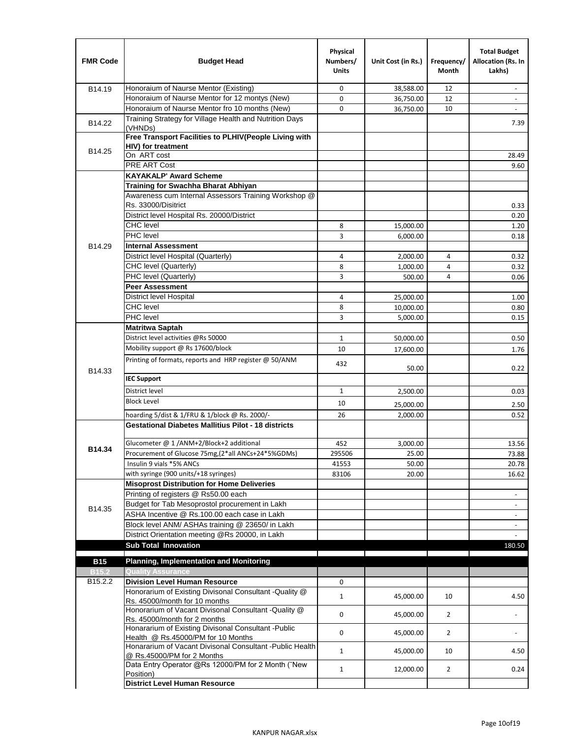| FMR Code | Budget Head | Physical Numbers/ Units | Unit Cost (in Rs.) | Frequency/ Month | Total Budget Allocation (Rs. In Lakhs) |
|---|---|---|---|---|---|
| B14.19 | Honoraium of Naurse Mentor (Existing) | 0 | 38,588.00 | 12 | - |
| | Honoraium of Naurse Mentor for 12 montys (New) | 0 | 36,750.00 | 12 | - |
| | Honoraium of Naurse Mentor fro 10 months (New) | 0 | 36,750.00 | 10 | - |
| B14.22 | Training Strategy for Village Health and Nutrition Days (VHNDs) | | | | 7.39 |
| B14.25 | **Free Transport Facilities to PLHIV(People Living with HIV) for treatment** | | | | |
| | On ART cost | | | | 28.49 |
| | PRE ART Cost | | | | 9.60 |
| B14.29 | **KAYAKALP' Award Scheme** | | | | |
| | **Training for Swachha Bharat Abhiyan** | | | | |
| | Awareness cum Internal Assessors Training Workshop @ Rs. 33000/Disitrict | | | | 0.33 |
| | District level Hospital Rs. 20000/District | | | | 0.20 |
| | CHC level | 8 | 15,000.00 | | 1.20 |
| | PHC level | 3 | 6,000.00 | | 0.18 |
| | **Internal Assessment** | | | | |
| | District level Hospital (Quarterly) | 4 | 2,000.00 | 4 | 0.32 |
| | CHC level (Quarterly) | 8 | 1,000.00 | 4 | 0.32 |
| | PHC level (Quarterly) | 3 | 500.00 | 4 | 0.06 |
| | **Peer Assessment** | | | | |
| | District level Hospital | 4 | 25,000.00 | | 1.00 |
| | CHC level | 8 | 10,000.00 | | 0.80 |
| | PHC level | 3 | 5,000.00 | | 0.15 |
| B14.33 | **Matritwa Saptah** | | | | |
| | District level activities @Rs 50000 | 1 | 50,000.00 | | 0.50 |
| | Mobility support @ Rs 17600/block | 10 | 17,600.00 | | 1.76 |
| | Printing of formats, reports and HRP register @ 50/ANM | 432 | 50.00 | | 0.22 |
| | **IEC Support** | | | | |
| | District level | 1 | 2,500.00 | | 0.03 |
| | Block Level | 10 | 25,000.00 | | 2.50 |
| | hoarding 5/dist & 1/FRU & 1/block @ Rs. 2000/- | 26 | 2,000.00 | | 0.52 |
| **B14.34** | **Gestational Diabetes Mallitius Pilot - 18 districts** | | | | |
| | Glucometer @ 1 /ANM+2/Block+2 additional | 452 | 3,000.00 | | 13.56 |
| | Procurement of Glucose 75mg,(2*all ANCs+24*5%GDMs) | 295506 | 25.00 | | 73.88 |
| | Insulin 9 vials *5% ANCs | 41553 | 50.00 | | 20.78 |
| | with syringe (900 units/+18 syringes) | 83106 | 20.00 | | 16.62 |
| B14.35 | **Misoprost Distribution for Home Deliveries** | | | | |
| | Printing of registers @ Rs50.00 each | | | | - |
| | Budget for Tab Mesoprostol procurement in Lakh | | | | - |
| | ASHA Incentive @ Rs.100.00 each case in Lakh | | | | - |
| | Block level ANM/ ASHAs training @ 23650/ in Lakh | | | | - |
| | District Orientation meeting @Rs 20000, in Lakh | | | | - |
| | **Sub Total Innovation** | | | | 180.50 |
| **B15** | **Planning, Implementation and Monitoring** | | | | |
| **B15.2** | **Quality Assurance** | | | | |
| B15.2.2 | **Division Level Human Resource** | 0 | | | |
| | Honorarium of Existing Divisonal Consultant -Quality @ Rs. 45000/month for 10 months | 1 | 45,000.00 | 10 | 4.50 |
| | Honorarium of Vacant Divisonal Consultant -Quality @ Rs. 45000/month for 2 months | 0 | 45,000.00 | 2 | - |
| | Honararium of Existing Divisonal Consultant -Public Health @ Rs.45000/PM for 10 Months | 0 | 45,000.00 | 2 | - |
| | Honararium of Vacant Divisonal Consultant -Public Health @ Rs.45000/PM for 2 Months | 1 | 45,000.00 | 10 | 4.50 |
| | Data Entry Operator @Rs 12000/PM for 2 Month (˜New Position) | 1 | 12,000.00 | 2 | 0.24 |
| | **District Level Human Resource** | | | | |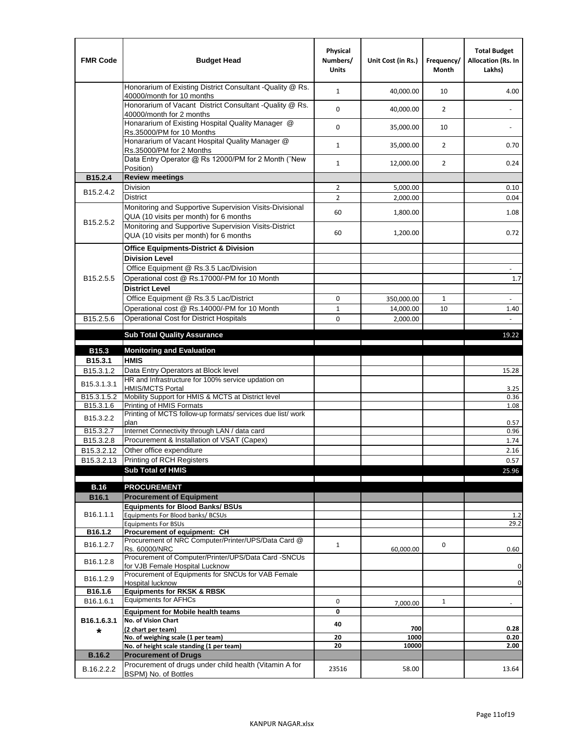| FMR Code | Budget Head | Physical Numbers/ Units | Unit Cost (in Rs.) | Frequency/ Month | Total Budget Allocation (Rs. In Lakhs) |
|---|---|---|---|---|---|
| | Honorarium of Existing District Consultant -Quality @ Rs. 40000/month for 10 months | 1 | 40,000.00 | 10 | 4.00 |
| | Honorarium of Vacant District Consultant -Quality @ Rs. 40000/month for 2 months | 0 | 40,000.00 | 2 | - |
| | Honararium of Existing Hospital Quality Manager @ Rs.35000/PM for 10 Months | 0 | 35,000.00 | 10 | - |
| | Honararium of Vacant Hospital Quality Manager @ Rs.35000/PM for 2 Months | 1 | 35,000.00 | 2 | 0.70 |
| | Data Entry Operator @ Rs 12000/PM for 2 Month (˜New Position) | 1 | 12,000.00 | 2 | 0.24 |
| **B15.2.4** | **Review meetings** | | | | |
| B15.2.4.2 | Division | 2 | 5,000.00 | | 0.10 |
| | District | 2 | 2,000.00 | | 0.04 |
| B15.2.5.2 | Monitoring and Supportive Supervision Visits-Divisional QUA (10 visits per month) for 6 months | 60 | 1,800.00 | | 1.08 |
| | Monitoring and Supportive Supervision Visits-District QUA (10 visits per month) for 6 months | 60 | 1,200.00 | | 0.72 |
| B15.2.5.5 | **Office Equipments-District & Division** | | | | |
| | **Division Level** | | | | |
| | Office Equipment @ Rs.3.5 Lac/Division | | | | - |
| | Operational cost @ Rs.17000/-PM for 10 Month | | | | 1.7 |
| | **District Level** | | | | |
| | Office Equipment @ Rs.3.5 Lac/District | 0 | 350,000.00 | 1 | - |
| | Operational cost @ Rs.14000/-PM for 10 Month | 1 | 14,000.00 | 10 | 1.40 |
| B15.2.5.6 | Operational Cost for District Hospitals | 0 | 2,000.00 | | - |
| | **Sub Total Quality Assurance** | | | | 19.22 |
| **B15.3** | **Monitoring and Evaluation** | | | | |
| **B15.3.1** | **HMIS** | | | | |
| B15.3.1.2 | Data Entry Operators at Block level | | | | 15.28 |
| B15.3.1.3.1 | HR and Infrastructure for 100% service updation on HMIS/MCTS Portal | | | | 3.25 |
| B15.3.1.5.2 | Mobility Support for HMIS & MCTS at District level | | | | 0.36 |
| B15.3.1.6 | Printing of HMIS Formats | | | | 1.08 |
| B15.3.2.2 | Printing of MCTS follow-up formats/ services due list/ work plan | | | | 0.57 |
| B15.3.2.7 | Internet Connectivity through LAN / data card | | | | 0.96 |
| B15.3.2.8 | Procurement & Installation of VSAT (Capex) | | | | 1.74 |
| B15.3.2.12 | Other office expenditure | | | | 2.16 |
| B15.3.2.13 | Printing of RCH Registers | | | | 0.57 |
| | **Sub Total of HMIS** | | | | 25.96 |
| **B.16** | **PROCUREMENT** | | | | |
| **B16.1** | **Procurement of Equipment** | | | | |
| B16.1.1.1 | **Equipments for Blood Banks/ BSUs** | | | | |
| | Equipments For Blood banks/ BCSUs | | | | 1.2 |
| | Equipments For BSUs | | | | 29.2 |
| **B16.1.2** | **Procurement of equipment: CH** | | | | |
| B16.1.2.7 | Procurement of NRC Computer/Printer/UPS/Data Card @ Rs. 60000/NRC | 1 | 60,000.00 | 0 | 0.60 |
| B16.1.2.8 | Procurement of Computer/Printer/UPS/Data Card -SNCUs for VJB Female Hospital Lucknow | | | | 0 |
| B16.1.2.9 | Procurement of Equipments for SNCUs for VAB Female Hospital lucknow | | | | 0 |
| **B16.1.6** | **Equipments for RKSK & RBSK** | | | | |
| B16.1.6.1 | Equipments for AFHCs | 0 | 7,000.00 | 1 | - |
| **B16.1.6.3.1 *** | **Equipment for Mobile health teams** | **0** | | | |
| | **No. of Vision Chart (2 chart per team)** | **40** | **700** | | **0.28** |
| | **No. of weighing scale (1 per team)** | **20** | **1000** | | **0.20** |
| | **No. of height scale standing (1 per team)** | **20** | **10000** | | **2.00** |
| **B.16.2** | **Procurement of Drugs** | | | | |
| B.16.2.2.2 | Procurement of drugs under child health (Vitamin A for BSPM) No. of Bottles | 23516 | 58.00 | | 13.64 |

KANPUR NAGAR.xlsx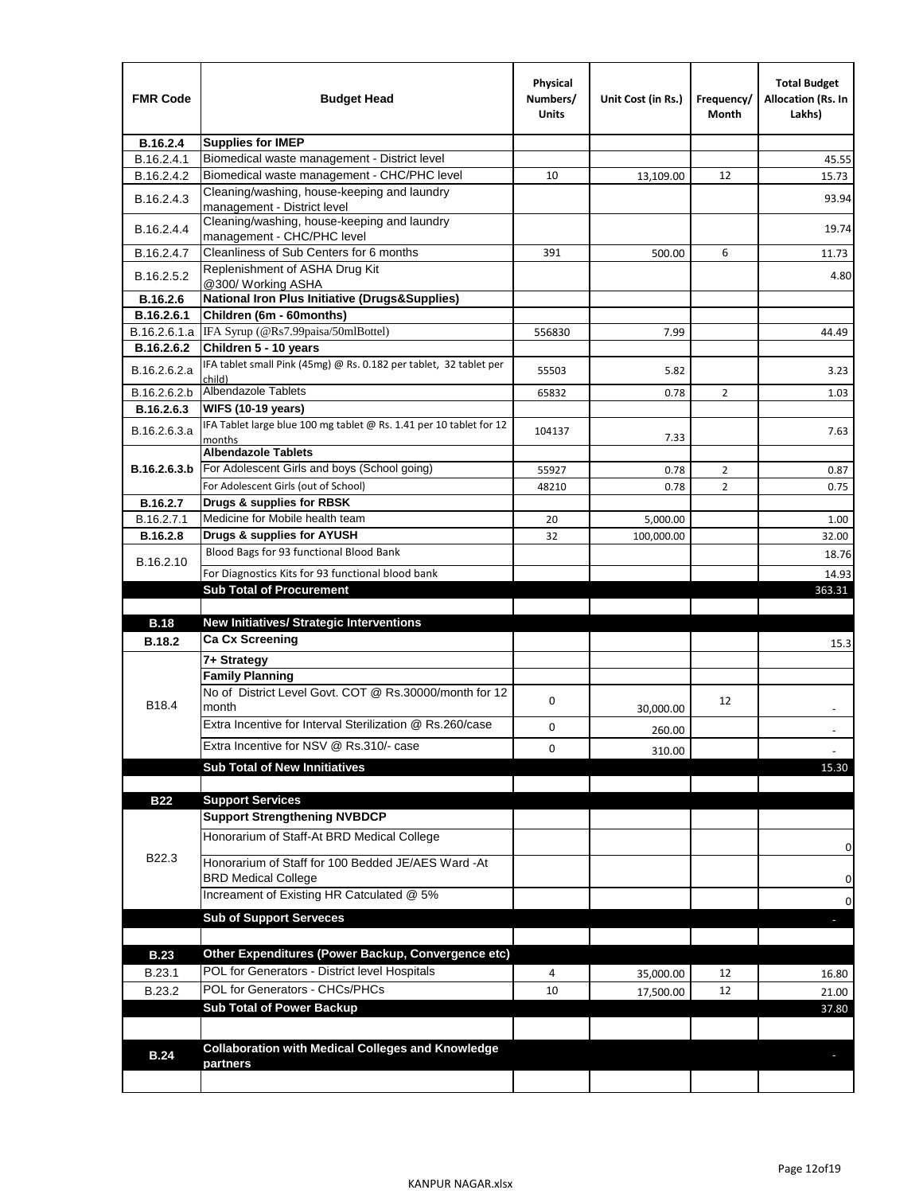| FMR Code | Budget Head | Physical Numbers/ Units | Unit Cost (in Rs.) | Frequency/ Month | Total Budget Allocation (Rs. In Lakhs) |
|---|---|---|---|---|---|
| **B.16.2.4** | **Supplies for IMEP** | | | | |
| B.16.2.4.1 | Biomedical waste management - District level | | | | 45.55 |
| B.16.2.4.2 | Biomedical waste management - CHC/PHC level | 10 | 13,109.00 | 12 | 15.73 |
| B.16.2.4.3 | Cleaning/washing, house-keeping and laundry management - District level | | | | 93.94 |
| B.16.2.4.4 | Cleaning/washing, house-keeping and laundry management - CHC/PHC level | | | | 19.74 |
| B.16.2.4.7 | Cleanliness of Sub Centers for 6 months | 391 | 500.00 | 6 | 11.73 |
| B.16.2.5.2 | Replenishment of ASHA Drug Kit @300/ Working ASHA | | | | 4.80 |
| **B.16.2.6** | **National Iron Plus Initiative (Drugs&Supplies)** | | | | |
| **B.16.2.6.1** | **Children (6m - 60months)** | | | | |
| B.16.2.6.1.a | IFA Syrup (@Rs7.99paisa/50mlBottel) | 556830 | 7.99 | | 44.49 |
| **B.16.2.6.2** | **Children 5 - 10 years** | | | | |
| B.16.2.6.2.a | IFA tablet small Pink (45mg) @ Rs. 0.182 per tablet, 32 tablet per child) | 55503 | 5.82 | | 3.23 |
| B.16.2.6.2.b | Albendazole Tablets | 65832 | 0.78 | 2 | 1.03 |
| **B.16.2.6.3** | **WIFS (10-19 years)** | | | | |
| B.16.2.6.3.a | IFA Tablet large blue 100 mg tablet @ Rs. 1.41 per 10 tablet for 12 months | 104137 | 7.33 | | 7.63 |
| **B.16.2.6.3.b** | **Albendazole Tablets** | | | | |
| | For Adolescent Girls and boys (School going) | 55927 | 0.78 | 2 | 0.87 |
| | For Adolescent Girls (out of School) | 48210 | 0.78 | 2 | 0.75 |
| **B.16.2.7** | **Drugs & supplies for RBSK** | | | | |
| B.16.2.7.1 | Medicine for Mobile health team | 20 | 5,000.00 | | 1.00 |
| **B.16.2.8** | **Drugs & supplies for AYUSH** | 32 | 100,000.00 | | 32.00 |
| B.16.2.10 | Blood Bags for 93 functional Blood Bank | | | | 18.76 |
| | For Diagnostics Kits for 93 functional blood bank | | | | 14.93 |
| | **Sub Total of Procurement** | | | | 363.31 |
| | | | | | |
| **B.18** | **New Initiatives/ Strategic Interventions** | | | | |
| **B.18.2** | **Ca Cx Screening** | | | | 15.3 |
| B18.4 | **7+ Strategy** | | | | |
| | **Family Planning** | | | | |
| | No of District Level Govt. COT @ Rs.30000/month for 12 month | 0 | 30,000.00 | 12 | - |
| | Extra Incentive for Interval Sterilization @ Rs.260/case | 0 | 260.00 | | - |
| | Extra Incentive for NSV @ Rs.310/- case | 0 | 310.00 | | - |
| | **Sub Total of New Innitiatives** | | | | 15.30 |
| | | | | | |
| **B22** | **Support Services** | | | | |
| B22.3 | **Support Strengthening NVBDCP** | | | | |
| | Honorarium of Staff-At BRD Medical College | | | | 0 |
| | Honorarium of Staff for 100 Bedded JE/AES Ward -At BRD Medical College | | | | 0 |
| | Increament of Existing HR Catculated @ 5% | | | | 0 |
| | **Sub of Support Serveces** | | | | - |
| | | | | | |
| **B.23** | **Other Expenditures (Power Backup, Convergence etc)** | | | | |
| B.23.1 | POL for Generators - District level Hospitals | 4 | 35,000.00 | 12 | 16.80 |
| B.23.2 | POL for Generators - CHCs/PHCs | 10 | 17,500.00 | 12 | 21.00 |
| | **Sub Total of Power Backup** | | | | 37.80 |
| | | | | | |
| **B.24** | **Collaboration with Medical Colleges and Knowledge partners** | | | | - |
| | | | | | |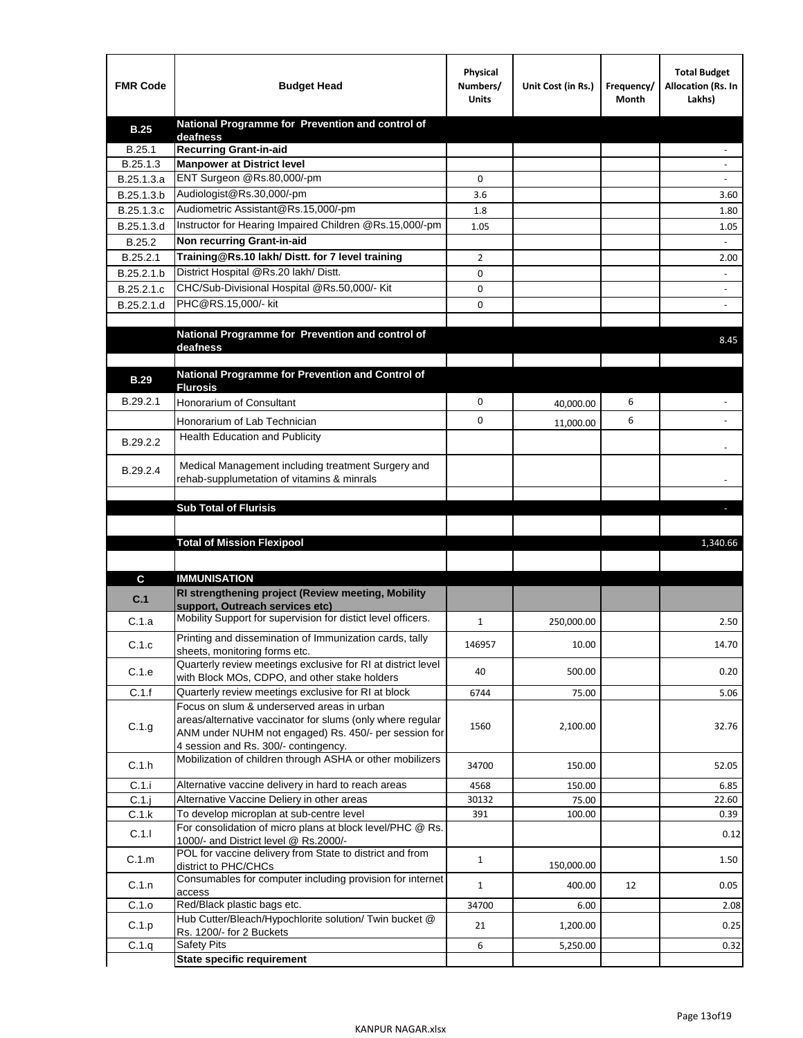| FMR Code | Budget Head | Physical Numbers/ Units | Unit Cost (in Rs.) | Frequency/ Month | Total Budget Allocation (Rs. In Lakhs) |
|---|---|---|---|---|---|
| **B.25** | **National Programme for Prevention and control of deafness** | | | | |
| B.25.1 | **Recurring Grant-in-aid** | | | | - |
| B.25.1.3 | **Manpower at District level** | | | | - |
| B.25.1.3.a | ENT Surgeon @Rs.80,000/-pm | 0 | | | - |
| B.25.1.3.b | Audiologist@Rs.30,000/-pm | 3.6 | | | 3.60 |
| B.25.1.3.c | Audiometric Assistant@Rs.15,000/-pm | 1.8 | | | 1.80 |
| B.25.1.3.d | Instructor for Hearing Impaired Children @Rs.15,000/-pm | 1.05 | | | 1.05 |
| B.25.2 | **Non recurring Grant-in-aid** | | | | - |
| B.25.2.1 | **Training@Rs.10 lakh/ Distt. for 7 level training** | 2 | | | 2.00 |
| B.25.2.1.b | District Hospital @Rs.20 lakh/ Distt. | 0 | | | - |
| B.25.2.1.c | CHC/Sub-Divisional Hospital @Rs.50,000/- Kit | 0 | | | - |
| B.25.2.1.d | PHC@RS.15,000/- kit | 0 | | | - |
| | | | | | |
| | **National Programme for Prevention and control of deafness** | | | | 8.45 |
| | | | | | |
| **B.29** | **National Programme for Prevention and Control of Flurosis** | | | | |
| B.29.2.1 | Honorarium of Consultant | 0 | 40,000.00 | 6 | - |
| | Honorarium of Lab Technician | 0 | 11,000.00 | 6 | - |
| B.29.2.2 | Health Education and Publicity | | | | - |
| B.29.2.4 | Medical Management including treatment Surgery and rehab-supplumetation of vitamins & minrals | | | | - |
| | | | | | |
| | **Sub Total of Flurisis** | | | | - |
| | | | | | |
| | **Total of Mission Flexipool** | | | | 1,340.66 |
| | | | | | |
| **C** | **IMMUNISATION** | | | | |
| **C.1** | **RI strengthening project (Review meeting, Mobility support, Outreach services etc)** | | | | |
| C.1.a | Mobility Support for supervision for distict level officers. | 1 | 250,000.00 | | 2.50 |
| C.1.c | Printing and dissemination of Immunization cards, tally sheets, monitoring forms etc. | 146957 | 10.00 | | 14.70 |
| C.1.e | Quarterly review meetings exclusive for RI at district level with Block MOs, CDPO, and other stake holders | 40 | 500.00 | | 0.20 |
| C.1.f | Quarterly review meetings exclusive for RI at block | 6744 | 75.00 | | 5.06 |
| C.1.g | Focus on slum & underserved areas in urban areas/alternative vaccinator for slums (only where regular ANM under NUHM not engaged) Rs. 450/- per session for 4 session and Rs. 300/- contingency. | 1560 | 2,100.00 | | 32.76 |
| C.1.h | Mobilization of children through ASHA or other mobilizers | 34700 | 150.00 | | 52.05 |
| C.1.i | Alternative vaccine delivery in hard to reach areas | 4568 | 150.00 | | 6.85 |
| C.1.j | Alternative Vaccine Deliery in other areas | 30132 | 75.00 | | 22.60 |
| C.1.k | To develop microplan at sub-centre level | 391 | 100.00 | | 0.39 |
| C.1.l | For consolidation of micro plans at block level/PHC @ Rs. 1000/- and District level @ Rs.2000/- | | | | 0.12 |
| C.1.m | POL for vaccine delivery from State to district and from district to PHC/CHCs | 1 | 150,000.00 | | 1.50 |
| C.1.n | Consumables for computer including provision for internet access | 1 | 400.00 | 12 | 0.05 |
| C.1.o | Red/Black plastic bags etc. | 34700 | 6.00 | | 2.08 |
| C.1.p | Hub Cutter/Bleach/Hypochlorite solution/ Twin bucket @ Rs. 1200/- for 2 Buckets | 21 | 1,200.00 | | 0.25 |
| C.1.q | Safety Pits | 6 | 5,250.00 | | 0.32 |
| | **State specific requirement** | | | | |

KANPUR NAGAR.xlsx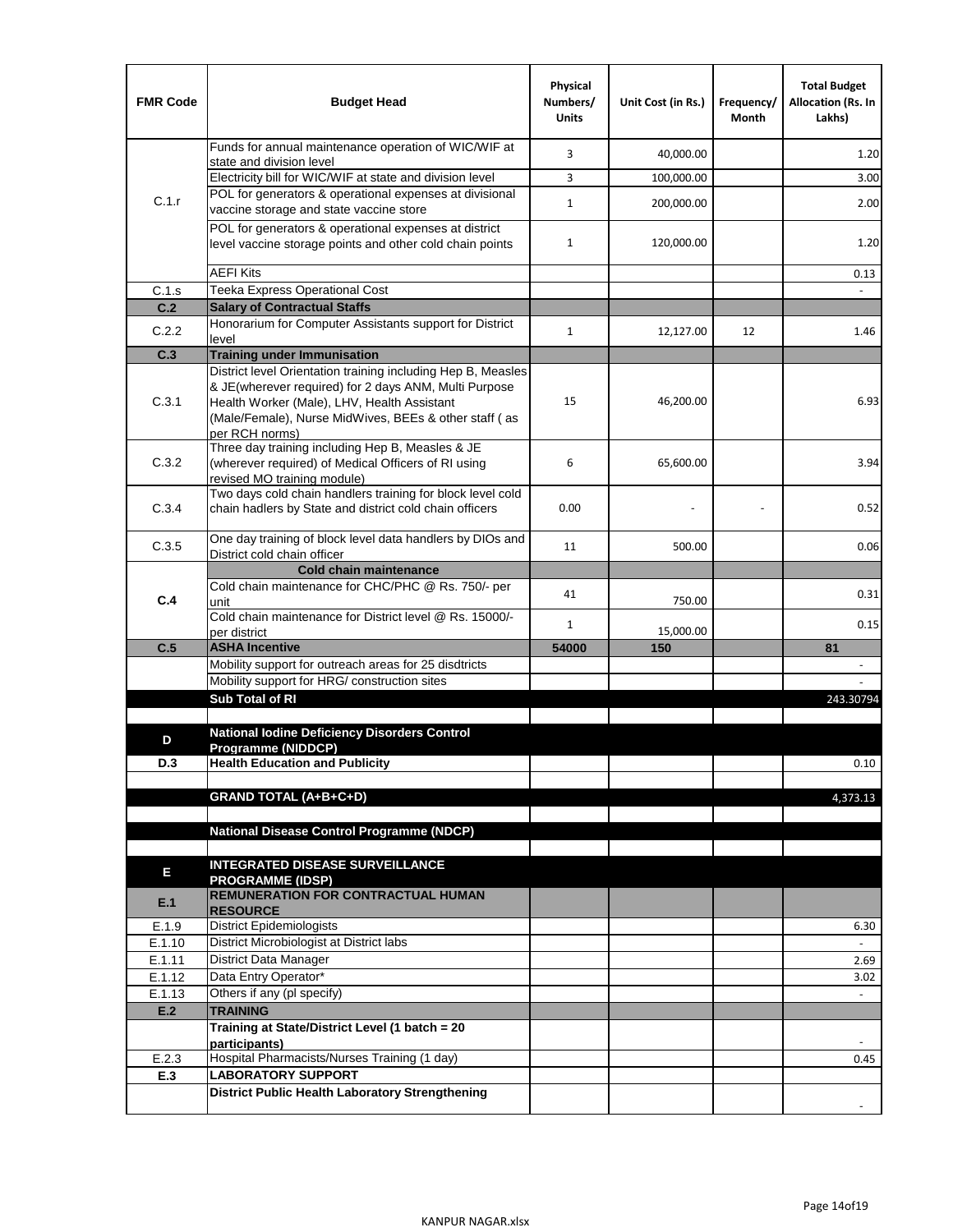| FMR Code | Budget Head | Physical Numbers/ Units | Unit Cost (in Rs.) | Frequency/ Month | Total Budget Allocation (Rs. In Lakhs) |
|---|---|---|---|---|---|
| C.1.r | Funds for annual maintenance operation of WIC/WIF at state and division level | 3 | 40,000.00 | | 1.20 |
| | Electricity bill for WIC/WIF at state and division level | 3 | 100,000.00 | | 3.00 |
| | POL for generators & operational expenses at divisional vaccine storage and state vaccine store | 1 | 200,000.00 | | 2.00 |
| | POL for generators & operational expenses at district level vaccine storage points and other cold chain points | 1 | 120,000.00 | | 1.20 |
| | AEFI Kits | | | | 0.13 |
| C.1.s | Teeka Express Operational Cost | | | | - |
| **C.2** | **Salary of Contractual Staffs** | | | | |
| C.2.2 | Honorarium for Computer Assistants support for District level | 1 | 12,127.00 | 12 | 1.46 |
| **C.3** | **Training under Immunisation** | | | | |
| C.3.1 | District level Orientation training including Hep B, Measles & JE(wherever required) for 2 days ANM, Multi Purpose Health Worker (Male), LHV, Health Assistant (Male/Female), Nurse MidWives, BEEs & other staff ( as per RCH norms) | 15 | 46,200.00 | | 6.93 |
| C.3.2 | Three day training including Hep B, Measles & JE (wherever required) of Medical Officers of RI using revised MO training module) | 6 | 65,600.00 | | 3.94 |
| C.3.4 | Two days cold chain handlers training for block level cold chain hadlers by State and district cold chain officers | 0.00 | - | - | 0.52 |
| C.3.5 | One day training of block level data handlers by DIOs and District cold chain officer | 11 | 500.00 | | 0.06 |
| **C.4** | **Cold chain maintenance** | | | | |
| | Cold chain maintenance for CHC/PHC @ Rs. 750/- per unit | 41 | 750.00 | | 0.31 |
| | Cold chain maintenance for District level @ Rs. 15000/- per district | 1 | 15,000.00 | | 0.15 |
| **C.5** | **ASHA Incentive** | **54000** | **150** | | **81** |
| | Mobility support for outreach areas for 25 disdtricts | | | | - |
| | Mobility support for HRG/ construction sites | | | | - |
| | **Sub Total of RI** | | | | 243.30794 |
| | | | | | |
| **D** | **National Iodine Deficiency Disorders Control Programme (NIDDCP)** | | | | |
| **D.3** | **Health Education and Publicity** | | | | 0.10 |
| | | | | | |
| | **GRAND TOTAL (A+B+C+D)** | | | | 4,373.13 |
| | | | | | |
| | **National Disease Control Programme (NDCP)** | | | | |
| | | | | | |
| **E** | **INTEGRATED DISEASE SURVEILLANCE PROGRAMME (IDSP)** | | | | |
| **E.1** | **REMUNERATION FOR CONTRACTUAL HUMAN RESOURCE** | | | | |
| E.1.9 | District Epidemiologists | | | | 6.30 |
| E.1.10 | District Microbiologist at District labs | | | | - |
| E.1.11 | District Data Manager | | | | 2.69 |
| E.1.12 | Data Entry Operator* | | | | 3.02 |
| E.1.13 | Others if any (pl specify) | | | | - |
| **E.2** | **TRAINING** | | | | |
| | **Training at State/District Level (1 batch = 20 participants)** | | | | - |
| E.2.3 | Hospital Pharmacists/Nurses Training (1 day) | | | | 0.45 |
| **E.3** | **LABORATORY SUPPORT** | | | | |
| | **District Public Health Laboratory Strengthening** | | | | - |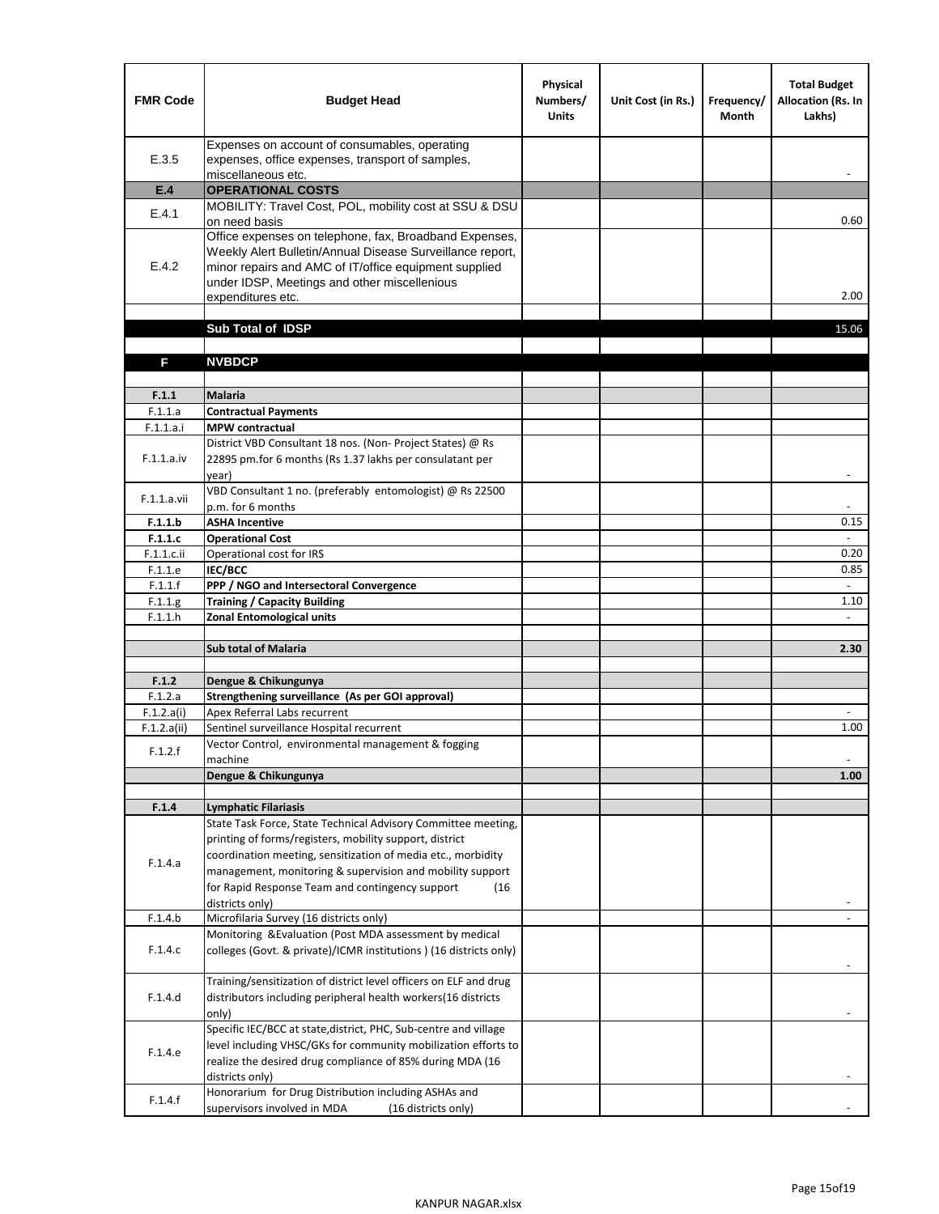| FMR Code | Budget Head | Physical Numbers/ Units | Unit Cost (in Rs.) | Frequency/ Month | Total Budget Allocation (Rs. In Lakhs) |
|---|---|---|---|---|---|
| E.3.5 | Expenses on account of consumables, operating expenses, office expenses, transport of samples, miscellaneous etc. | | | | - |
| **E.4** | **OPERATIONAL COSTS** | | | | |
| E.4.1 | MOBILITY: Travel Cost, POL, mobility cost at SSU & DSU on need basis | | | | 0.60 |
| E.4.2 | Office expenses on telephone, fax, Broadband Expenses, Weekly Alert Bulletin/Annual Disease Surveillance report, minor repairs and AMC of IT/office equipment supplied under IDSP, Meetings and other miscellenious expenditures etc. | | | | 2.00 |
| | | | | | |
| | **Sub Total of IDSP** | | | | 15.06 |
| | | | | | |
| **F** | **NVBDCP** | | | | |
| | | | | | |
| **F.1.1** | **Malaria** | | | | |
| F.1.1.a | **Contractual Payments** | | | | |
| F.1.1.a.i | **MPW contractual** | | | | |
| F.1.1.a.iv | District VBD Consultant 18 nos. (Non- Project States) @ Rs 22895 pm.for 6 months (Rs 1.37 lakhs per consulatant per year) | | | | - |
| F.1.1.a.vii | VBD Consultant 1 no. (preferably entomologist) @ Rs 22500 p.m. for 6 months | | | | - |
| **F.1.1.b** | **ASHA Incentive** | | | | 0.15 |
| **F.1.1.c** | **Operational Cost** | | | | - |
| F.1.1.c.ii | Operational cost for IRS | | | | 0.20 |
| F.1.1.e | **IEC/BCC** | | | | 0.85 |
| F.1.1.f | **PPP / NGO and Intersectoral Convergence** | | | | - |
| F.1.1.g | **Training / Capacity Building** | | | | 1.10 |
| F.1.1.h | **Zonal Entomological units** | | | | - |
| | | | | | |
| | **Sub total of Malaria** | | | | **2.30** |
| | | | | | |
| **F.1.2** | **Dengue & Chikungunya** | | | | |
| F.1.2.a | **Strengthening surveillance (As per GOI approval)** | | | | |
| F.1.2.a(i) | Apex Referral Labs recurrent | | | | - |
| F.1.2.a(ii) | Sentinel surveillance Hospital recurrent | | | | 1.00 |
| F.1.2.f | Vector Control, environmental management & fogging machine | | | | - |
| | **Dengue & Chikungunya** | | | | **1.00** |
| | | | | | |
| **F.1.4** | **Lymphatic Filariasis** | | | | |
| F.1.4.a | State Task Force, State Technical Advisory Committee meeting, printing of forms/registers, mobility support, district coordination meeting, sensitization of media etc., morbidity management, monitoring & supervision and mobility support for Rapid Response Team and contingency support (16 districts only) | | | | - |
| F.1.4.b | Microfilaria Survey (16 districts only) | | | | - |
| F.1.4.c | Monitoring &Evaluation (Post MDA assessment by medical colleges (Govt. & private)/ICMR institutions ) (16 districts only) | | | | - |
| F.1.4.d | Training/sensitization of district level officers on ELF and drug distributors including peripheral health workers(16 districts only) | | | | - |
| F.1.4.e | Specific IEC/BCC at state,district, PHC, Sub-centre and village level including VHSC/GKs for community mobilization efforts to realize the desired drug compliance of 85% during MDA (16 districts only) | | | | - |
| F.1.4.f | Honorarium for Drug Distribution including ASHAs and supervisors involved in MDA (16 districts only) | | | | - |

KANPUR NAGAR.xlsx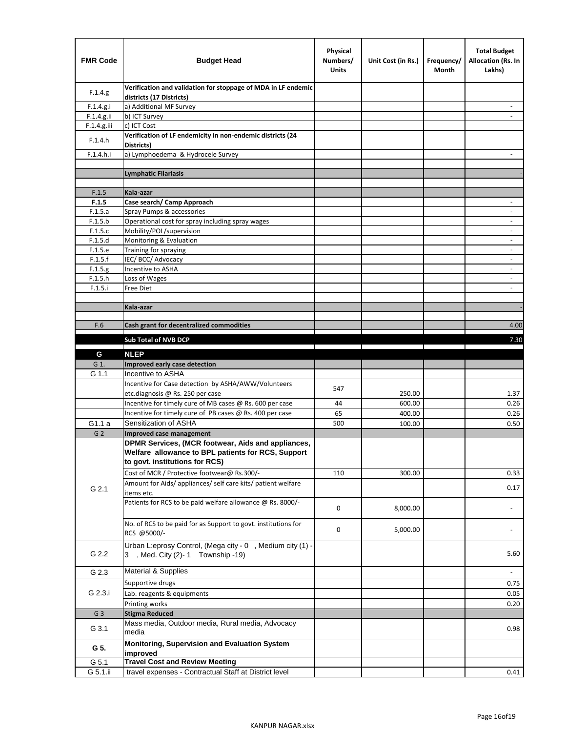| FMR Code | Budget Head | Physical Numbers/ Units | Unit Cost (in Rs.) | Frequency/ Month | Total Budget Allocation (Rs. In Lakhs) |
|---|---|---|---|---|---|
| F.1.4.g | **Verification and validation for stoppage of MDA in LF endemic districts (17 Districts)** | | | | |
| F.1.4.g.i | a) Additional MF Survey | | | | - |
| F.1.4.g.ii | b) ICT Survey | | | | - |
| F.1.4.g.iii | c) ICT Cost | | | | |
| F.1.4.h | **Verification of LF endemicity in non-endemic districts (24 Districts)** | | | | |
| F.1.4.h.i | a) Lymphoedema & Hydrocele Survey | | | | - |
| | | | | | |
| | **Lymphatic Filariasis** | | | | - |
| | | | | | |
| F.1.5 | **Kala-azar** | | | | |
| **F.1.5** | **Case search/ Camp Approach** | | | | - |
| F.1.5.a | Spray Pumps & accessories | | | | - |
| F.1.5.b | Operational cost for spray including spray wages | | | | - |
| F.1.5.c | Mobility/POL/supervision | | | | - |
| F.1.5.d | Monitoring & Evaluation | | | | - |
| F.1.5.e | Training for spraying | | | | - |
| F.1.5.f | IEC/ BCC/ Advocacy | | | | - |
| F.1.5.g | Incentive to ASHA | | | | - |
| F.1.5.h | Loss of Wages | | | | - |
| F.1.5.i | Free Diet | | | | - |
| | | | | | |
| | **Kala-azar** | | | | - |
| | | | | | |
| F.6 | **Cash grant for decentralized commodities** | | | | 4.00 |
| | | | | | |
| | **Sub Total of NVB DCP** | | | | 7.30 |
| **G** | **NLEP** | | | | |
| G 1. | **Improved early case detection** | | | | |
| G 1.1 | Incentive to ASHA | | | | |
| | Incentive for Case detection by ASHA/AWW/Volunteers etc.diagnosis @ Rs. 250 per case | 547 | 250.00 | | 1.37 |
| | Incentive for timely cure of MB cases @ Rs. 600 per case | 44 | 600.00 | | 0.26 |
| | Incentive for timely cure of PB cases @ Rs. 400 per case | 65 | 400.00 | | 0.26 |
| G1.1 a | Sensitization of ASHA | 500 | 100.00 | | 0.50 |
| G 2 | **Improved case management** | | | | |
| G 2.1 | **DPMR Services, (MCR footwear, Aids and appliances, Welfare allowance to BPL patients for RCS, Support to govt. institutions for RCS)** | | | | |
| | Cost of MCR / Protective footwear@ Rs.300/- | 110 | 300.00 | | 0.33 |
| | Amount for Aids/ appliances/ self care kits/ patient welfare items etc. | | | | 0.17 |
| | Patients for RCS to be paid welfare allowance @ Rs. 8000/- | 0 | 8,000.00 | | - |
| | No. of RCS to be paid for as Support to govt. institutions for RCS @5000/- | 0 | 5,000.00 | | - |
| G 2.2 | Urban L:eprosy Control, (Mega city - 0 , Medium city (1) - 3 , Med. City (2)- 1 Township -19) | | | | 5.60 |
| G 2.3 | Material & Supplies | | | | - |
| G 2.3.i | Supportive drugs | | | | 0.75 |
| | Lab. reagents & equipments | | | | 0.05 |
| | Printing works | | | | 0.20 |
| G 3 | **Stigma Reduced** | | | | |
| G 3.1 | Mass media, Outdoor media, Rural media, Advocacy media | | | | 0.98 |
| **G 5.** | **Monitoring, Supervision and Evaluation System improved** | | | | |
| G 5.1 | **Travel Cost and Review Meeting** | | | | |
| G 5.1.ii | travel expenses - Contractual Staff at District level | | | | 0.41 |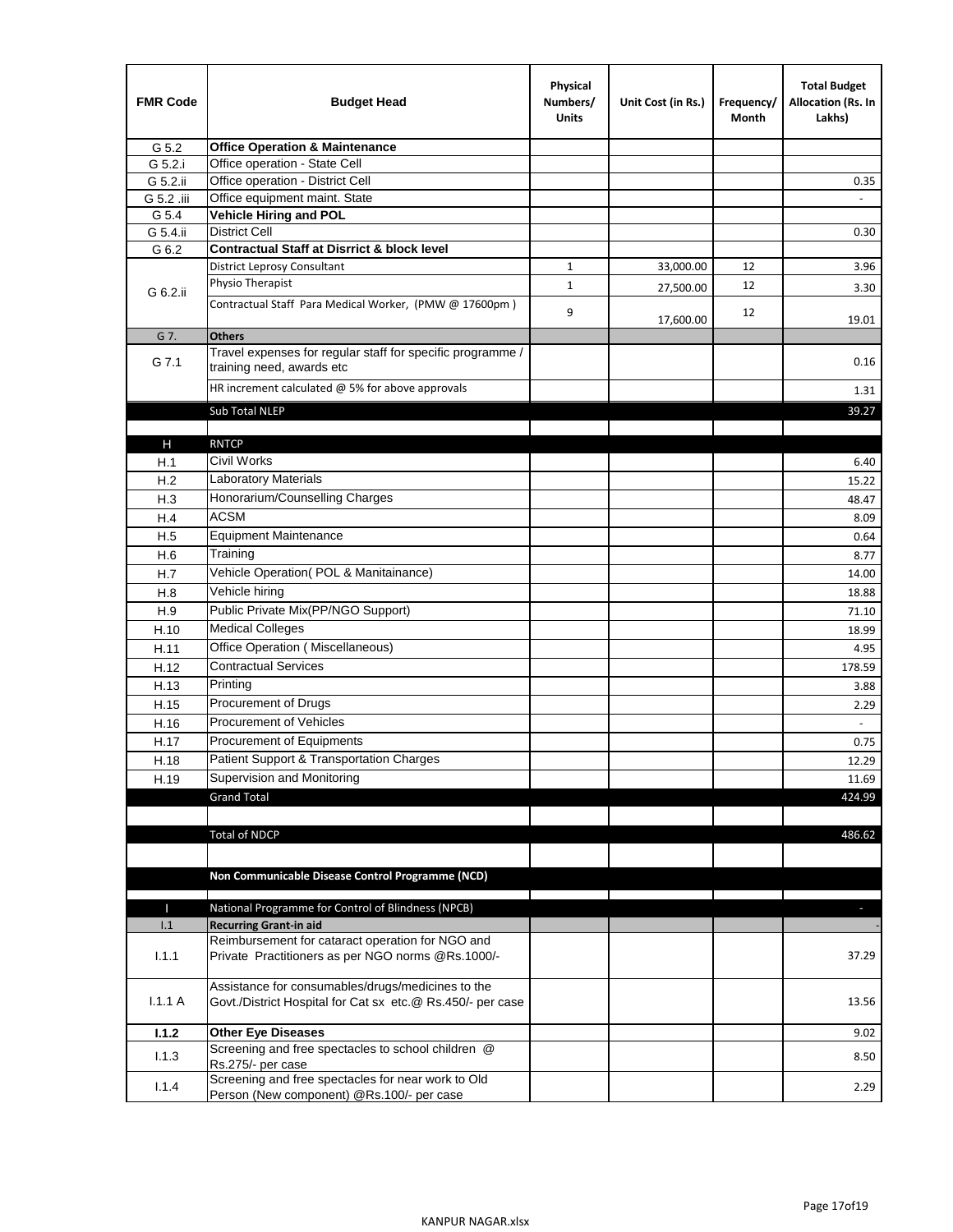| FMR Code | Budget Head | Physical Numbers/ Units | Unit Cost (in Rs.) | Frequency/ Month | Total Budget Allocation (Rs. In Lakhs) |
|---|---|---|---|---|---|
| G 5.2 | **Office Operation & Maintenance** | | | | |
| G 5.2.i | Office operation - State Cell | | | | |
| G 5.2.ii | Office operation - District Cell | | | | 0.35 |
| G 5.2 .iii | Office equipment maint. State | | | | - |
| G 5.4 | **Vehicle Hiring and POL** | | | | |
| G 5.4.ii | District Cell | | | | 0.30 |
| G 6.2 | **Contractual Staff at Disrrict & block level** | | | | |
| G 6.2.ii | District Leprosy Consultant | 1 | 33,000.00 | 12 | 3.96 |
| | Physio Therapist | 1 | 27,500.00 | 12 | 3.30 |
| | Contractual Staff Para Medical Worker, (PMW @ 17600pm ) | 9 | 17,600.00 | 12 | 19.01 |
| G 7. | **Others** | | | | |
| G 7.1 | Travel expenses for regular staff for specific programme / training need, awards etc | | | | 0.16 |
| | HR increment calculated @ 5% for above approvals | | | | 1.31 |
| | Sub Total NLEP | | | | 39.27 |
| | | | | | |
| H | RNTCP | | | | |
| H.1 | Civil Works | | | | 6.40 |
| H.2 | Laboratory Materials | | | | 15.22 |
| H.3 | Honorarium/Counselling Charges | | | | 48.47 |
| H.4 | ACSM | | | | 8.09 |
| H.5 | Equipment Maintenance | | | | 0.64 |
| H.6 | Training | | | | 8.77 |
| H.7 | Vehicle Operation( POL & Manitainance) | | | | 14.00 |
| H.8 | Vehicle hiring | | | | 18.88 |
| H.9 | Public Private Mix(PP/NGO Support) | | | | 71.10 |
| H.10 | Medical Colleges | | | | 18.99 |
| H.11 | Office Operation ( Miscellaneous) | | | | 4.95 |
| H.12 | Contractual Services | | | | 178.59 |
| H.13 | Printing | | | | 3.88 |
| H.15 | Procurement of Drugs | | | | 2.29 |
| H.16 | Procurement of Vehicles | | | | - |
| H.17 | Procurement of Equipments | | | | 0.75 |
| H.18 | Patient Support & Transportation Charges | | | | 12.29 |
| H.19 | Supervision and Monitoring | | | | 11.69 |
| | Grand Total | | | | 424.99 |
| | | | | | |
| | Total of NDCP | | | | 486.62 |
| | | | | | |
| | **Non Communicable Disease Control Programme (NCD)** | | | | |
| | | | | | |
| I | National Programme for Control of Blindness (NPCB) | | | | - |
| I.1 | **Recurring Grant-in aid** | | | | - |
| I.1.1 | Reimbursement for cataract operation for NGO and Private Practitioners as per NGO norms @Rs.1000/- | | | | 37.29 |
| I.1.1 A | Assistance for consumables/drugs/medicines to the Govt./District Hospital for Cat sx etc.@ Rs.450/- per case | | | | 13.56 |
| **I.1.2** | **Other Eye Diseases** | | | | 9.02 |
| I.1.3 | Screening and free spectacles to school children @ Rs.275/- per case | | | | 8.50 |
| I.1.4 | Screening and free spectacles for near work to Old Person (New component) @Rs.100/- per case | | | | 2.29 |

KANPUR NAGAR.xlsx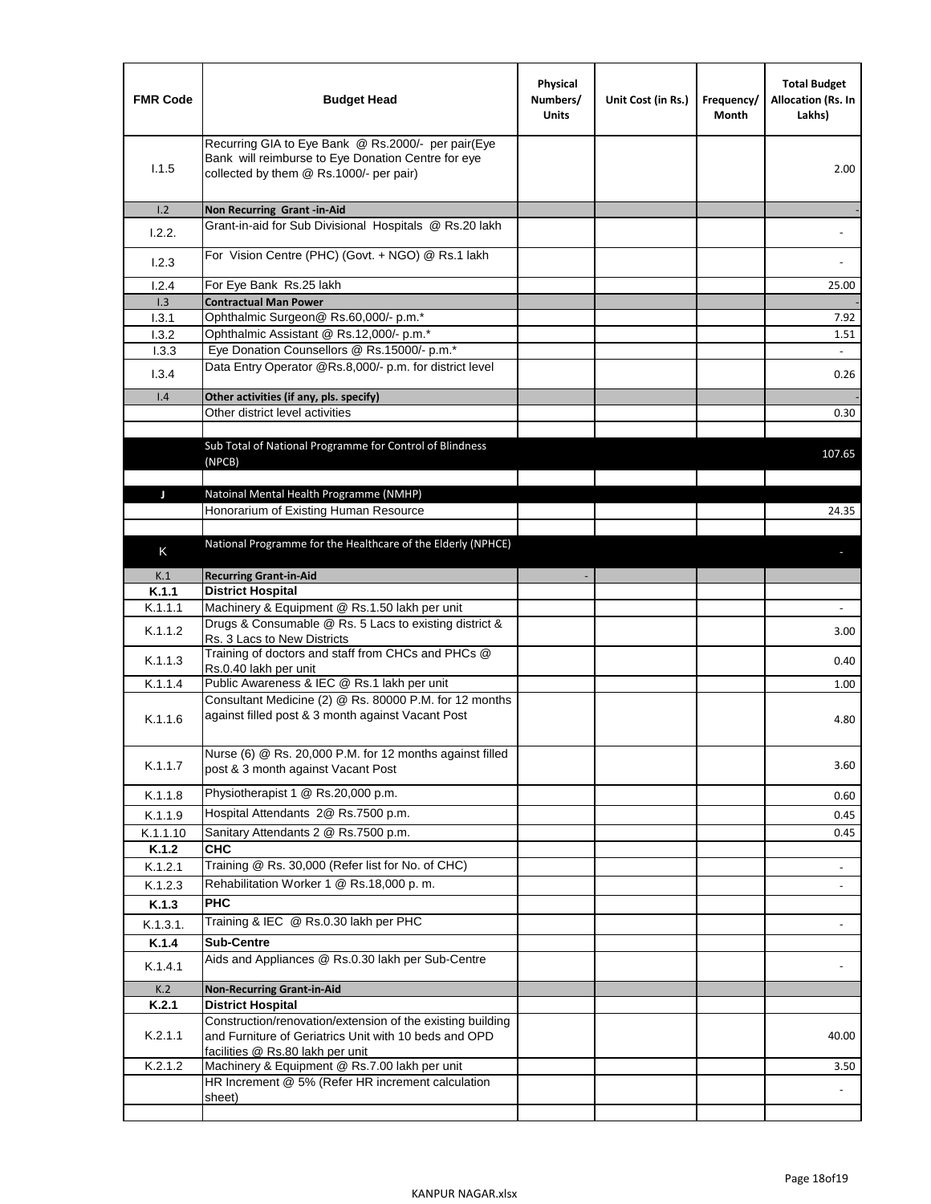| FMR Code | Budget Head | Physical Numbers/ Units | Unit Cost (in Rs.) | Frequency/ Month | Total Budget Allocation (Rs. In Lakhs) |
|---|---|---|---|---|---|
| I.1.5 | Recurring GIA to Eye Bank @ Rs.2000/- per pair(Eye Bank will reimburse to Eye Donation Centre for eye collected by them @ Rs.1000/- per pair) | | | | 2.00 |
| I.2 | **Non Recurring Grant -in-Aid** | | | | - |
| I.2.2. | Grant-in-aid for Sub Divisional Hospitals @ Rs.20 lakh | | | | - |
| I.2.3 | For Vision Centre (PHC) (Govt. + NGO) @ Rs.1 lakh | | | | - |
| I.2.4 | For Eye Bank Rs.25 lakh | | | | 25.00 |
| I.3 | **Contractual Man Power** | | | | - |
| I.3.1 | Ophthalmic Surgeon@ Rs.60,000/- p.m.* | | | | 7.92 |
| I.3.2 | Ophthalmic Assistant @ Rs.12,000/- p.m.* | | | | 1.51 |
| I.3.3 | Eye Donation Counsellors @ Rs.15000/- p.m.* | | | | - |
| I.3.4 | Data Entry Operator @Rs.8,000/- p.m. for district level | | | | 0.26 |
| I.4 | **Other activities (if any, pls. specify)** | | | | - |
| | Other district level activities | | | | 0.30 |
| | | | | | |
| | Sub Total of National Programme for Control of Blindness (NPCB) | | | | 107.65 |
| | | | | | |
| J | Natoinal Mental Health Programme (NMHP) | | | | |
| | Honorarium of Existing Human Resource | | | | 24.35 |
| | | | | | |
| K | National Programme for the Healthcare of the Elderly (NPHCE) | | | | - |
| K.1 | **Recurring Grant-in-Aid** | - | | | |
| **K.1.1** | **District Hospital** | | | | |
| K.1.1.1 | Machinery & Equipment @ Rs.1.50 lakh per unit | | | | - |
| K.1.1.2 | Drugs & Consumable @ Rs. 5 Lacs to existing district & Rs. 3 Lacs to New Districts | | | | 3.00 |
| K.1.1.3 | Training of doctors and staff from CHCs and PHCs @ Rs.0.40 lakh per unit | | | | 0.40 |
| K.1.1.4 | Public Awareness & IEC @ Rs.1 lakh per unit | | | | 1.00 |
| K.1.1.6 | Consultant Medicine (2) @ Rs. 80000 P.M. for 12 months against filled post & 3 month against Vacant Post | | | | 4.80 |
| K.1.1.7 | Nurse (6) @ Rs. 20,000 P.M. for 12 months against filled post & 3 month against Vacant Post | | | | 3.60 |
| K.1.1.8 | Physiotherapist 1 @ Rs.20,000 p.m. | | | | 0.60 |
| K.1.1.9 | Hospital Attendants 2@ Rs.7500 p.m. | | | | 0.45 |
| K.1.1.10 | Sanitary Attendants 2 @ Rs.7500 p.m. | | | | 0.45 |
| **K.1.2** | **CHC** | | | | |
| K.1.2.1 | Training @ Rs. 30,000 (Refer list for No. of CHC) | | | | - |
| K.1.2.3 | Rehabilitation Worker 1 @ Rs.18,000 p. m. | | | | - |
| **K.1.3** | **PHC** | | | | |
| K.1.3.1. | Training & IEC @ Rs.0.30 lakh per PHC | | | | - |
| **K.1.4** | **Sub-Centre** | | | | |
| K.1.4.1 | Aids and Appliances @ Rs.0.30 lakh per Sub-Centre | | | | - |
| K.2 | **Non-Recurring Grant-in-Aid** | | | | |
| **K.2.1** | **District Hospital** | | | | |
| K.2.1.1 | Construction/renovation/extension of the existing building and Furniture of Geriatrics Unit with 10 beds and OPD facilities @ Rs.80 lakh per unit | | | | 40.00 |
| K.2.1.2 | Machinery & Equipment @ Rs.7.00 lakh per unit | | | | 3.50 |
| | HR Increment @ 5% (Refer HR increment calculation sheet) | | | | - |
| | | | | | |

KANPUR NAGAR.xlsx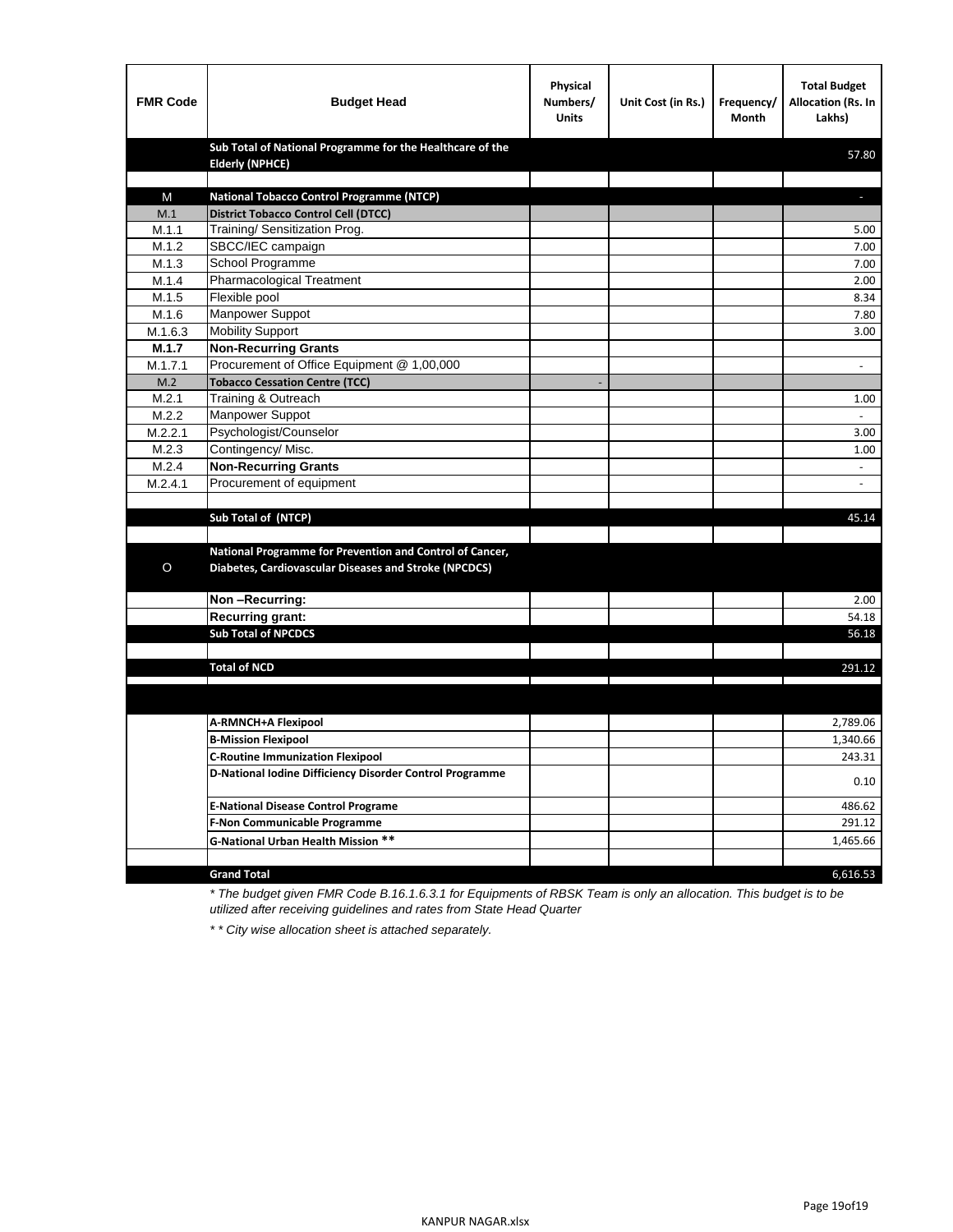| FMR Code | Budget Head | Physical Numbers/ Units | Unit Cost (in Rs.) | Frequency/ Month | Total Budget Allocation (Rs. In Lakhs) |
|---|---|---|---|---|---|
| | **Sub Total of National Programme for the Healthcare of the Elderly (NPHCE)** | | | | 57.80 |
| | | | | | |
| M | **National Tobacco Control Programme (NTCP)** | | | | - |
| M.1 | **District Tobacco Control Cell (DTCC)** | | | | |
| M.1.1 | Training/ Sensitization Prog. | | | | 5.00 |
| M.1.2 | SBCC/IEC campaign | | | | 7.00 |
| M.1.3 | School Programme | | | | 7.00 |
| M.1.4 | Pharmacological Treatment | | | | 2.00 |
| M.1.5 | Flexible pool | | | | 8.34 |
| M.1.6 | Manpower Suppot | | | | 7.80 |
| M.1.6.3 | Mobility Support | | | | 3.00 |
| **M.1.7** | **Non-Recurring Grants** | | | | |
| M.1.7.1 | Procurement of Office Equipment @ 1,00,000 | | | | - |
| M.2 | **Tobacco Cessation Centre (TCC)** | - | | | |
| M.2.1 | Training & Outreach | | | | 1.00 |
| M.2.2 | Manpower Suppot | | | | - |
| M.2.2.1 | Psychologist/Counselor | | | | 3.00 |
| M.2.3 | Contingency/ Misc. | | | | 1.00 |
| M.2.4 | **Non-Recurring Grants** | | | | - |
| M.2.4.1 | Procurement of equipment | | | | - |
| | | | | | |
| | **Sub Total of (NTCP)** | | | | 45.14 |
| | | | | | |
| O | **National Programme for Prevention and Control of Cancer, Diabetes, Cardiovascular Diseases and Stroke (NPCDCS)** | | | | |
| | **Non –Recurring:** | | | | 2.00 |
| | **Recurring grant:** | | | | 54.18 |
| | **Sub Total of NPCDCS** | | | | 56.18 |
| | | | | | |
| | **Total of NCD** | | | | 291.12 |
| | | | | | |
| | **A-RMNCH+A Flexipool** | | | | 2,789.06 |
| | **B-Mission Flexipool** | | | | 1,340.66 |
| | **C-Routine Immunization Flexipool** | | | | 243.31 |
| | **D-National Iodine Difficiency Disorder Control Programme** | | | | 0.10 |
| | **E-National Disease Control Programe** | | | | 486.62 |
| | **F-Non Communicable Programme** | | | | 291.12 |
| | **G-National Urban Health Mission \*\*** | | | | 1,465.66 |
| | | | | | |
| | **Grand Total** | | | | 6,616.53 |

*\* The budget given FMR Code B.16.1.6.3.1 for Equipments of RBSK Team is only an allocation. This budget is to be utilized after receiving guidelines and rates from State Head Quarter*

*\* \* City wise allocation sheet is attached separately.*

KANPUR NAGAR.xlsx